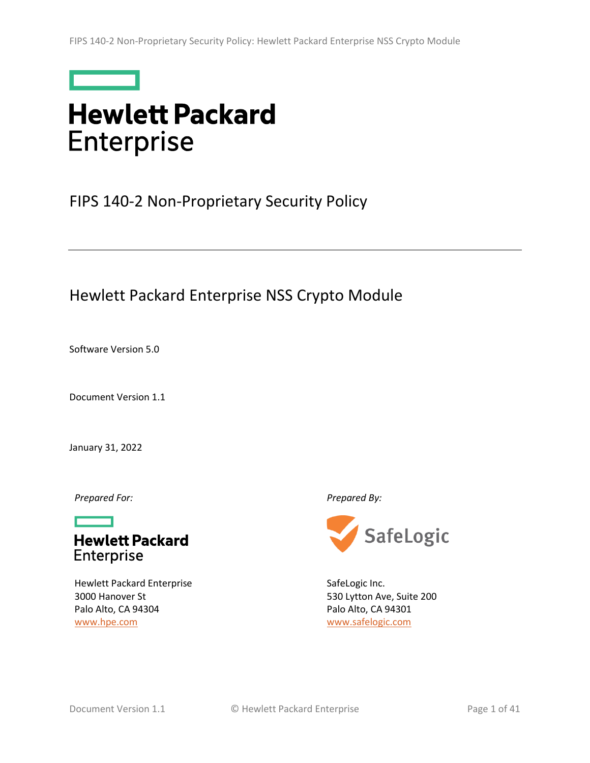# Hewlett Packard Enterprise

## FIPS 140-2 Non-Proprietary Security Policy

---

## Hewlett Packard Enterprise NSS Crypto Module

Software Version 5.0

Document Version 1.1

January 31, 2022

*Prepared For:*

Hewlett Packard Enterprise

Hewlett Packard Enterprise
3000 Hanover St
Palo Alto, CA 94304
www.hpe.com

*Prepared By:*

SafeLogic

SafeLogic Inc.
530 Lytton Ave, Suite 200
Palo Alto, CA 94301
www.safelogic.com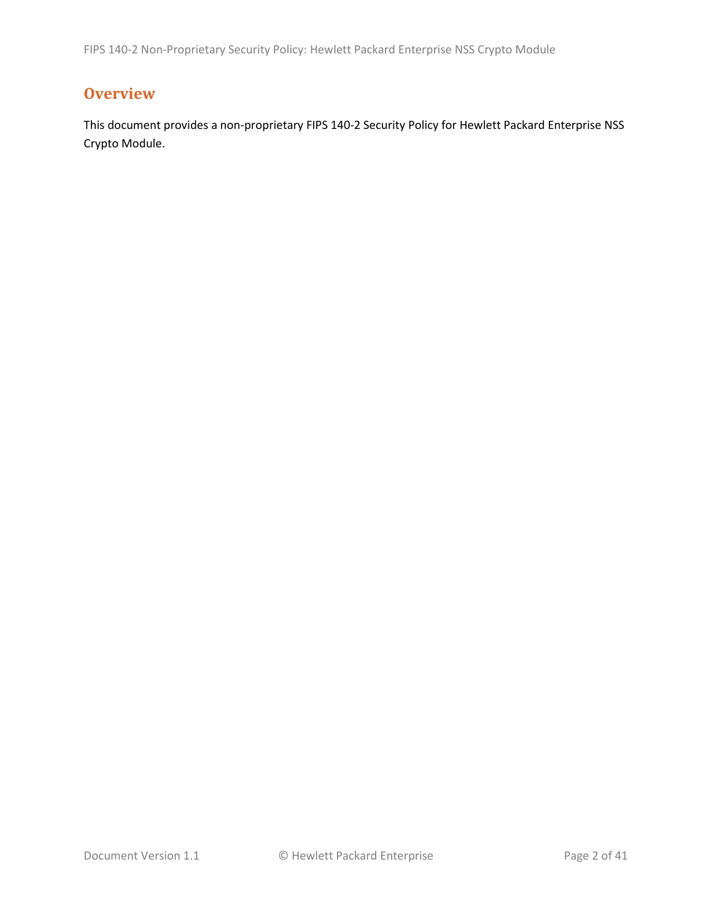## Overview

This document provides a non-proprietary FIPS 140-2 Security Policy for Hewlett Packard Enterprise NSS Crypto Module.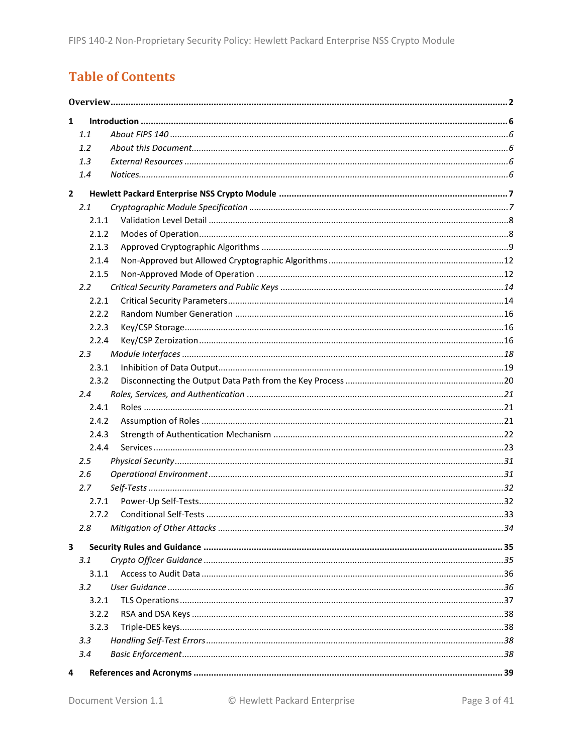# Table of Contents

**Overview** .......... **2**

**1 Introduction** .......... **6**

- *1.1 About FIPS 140* .......... *6*
- *1.2 About this Document* .......... *6*
- *1.3 External Resources* .......... *6*
- *1.4 Notices* .......... *6*

**2 Hewlett Packard Enterprise NSS Crypto Module** .......... **7**

- *2.1 Cryptographic Module Specification* .......... *7*
  - 2.1.1 Validation Level Detail .......... 8
  - 2.1.2 Modes of Operation .......... 8
  - 2.1.3 Approved Cryptographic Algorithms .......... 9
  - 2.1.4 Non-Approved but Allowed Cryptographic Algorithms .......... 12
  - 2.1.5 Non-Approved Mode of Operation .......... 12
- *2.2 Critical Security Parameters and Public Keys* .......... *14*
  - 2.2.1 Critical Security Parameters .......... 14
  - 2.2.2 Random Number Generation .......... 16
  - 2.2.3 Key/CSP Storage .......... 16
  - 2.2.4 Key/CSP Zeroization .......... 16
- *2.3 Module Interfaces* .......... *18*
  - 2.3.1 Inhibition of Data Output .......... 19
  - 2.3.2 Disconnecting the Output Data Path from the Key Process .......... 20
- *2.4 Roles, Services, and Authentication* .......... *21*
  - 2.4.1 Roles .......... 21
  - 2.4.2 Assumption of Roles .......... 21
  - 2.4.3 Strength of Authentication Mechanism .......... 22
  - 2.4.4 Services .......... 23
- *2.5 Physical Security* .......... *31*
- *2.6 Operational Environment* .......... *31*
- *2.7 Self-Tests* .......... *32*
  - 2.7.1 Power-Up Self-Tests .......... 32
  - 2.7.2 Conditional Self-Tests .......... 33
- *2.8 Mitigation of Other Attacks* .......... *34*

**3 Security Rules and Guidance** .......... **35**

- *3.1 Crypto Officer Guidance* .......... *35*
  - 3.1.1 Access to Audit Data .......... 36
- *3.2 User Guidance* .......... *36*
  - 3.2.1 TLS Operations .......... 37
  - 3.2.2 RSA and DSA Keys .......... 38
  - 3.2.3 Triple-DES keys .......... 38
- *3.3 Handling Self-Test Errors* .......... *38*
- *3.4 Basic Enforcement* .......... *38*

**4 References and Acronyms** .......... **39**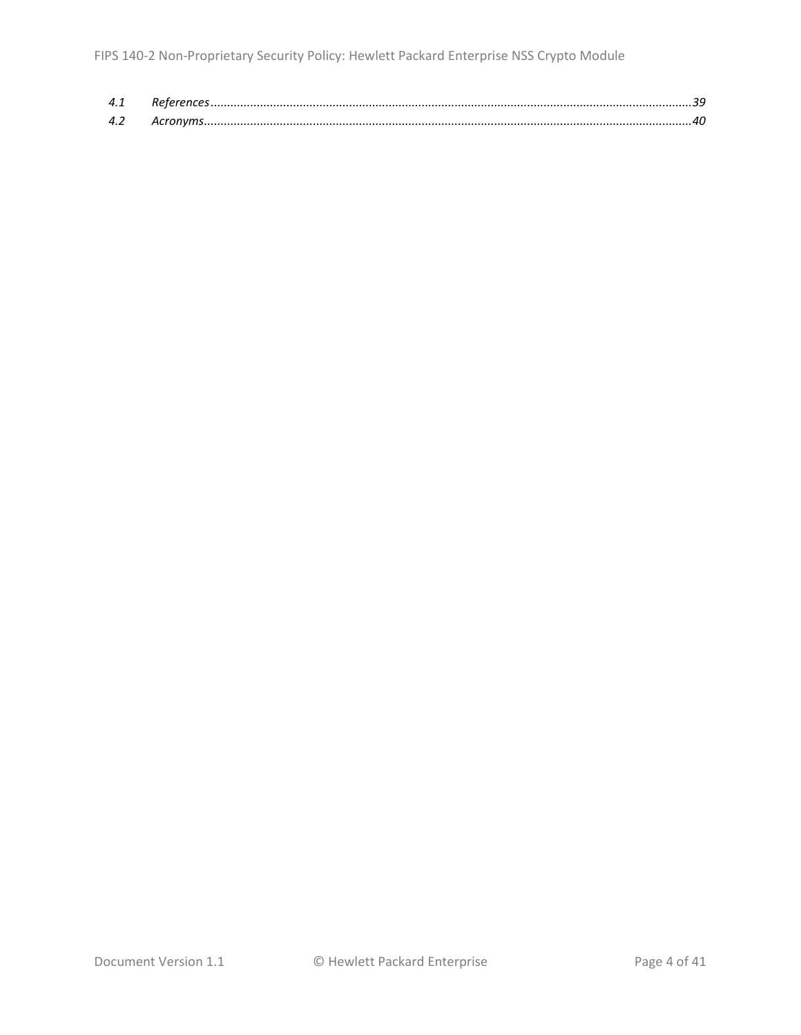*4.1 References......39*
*4.2 Acronyms......40*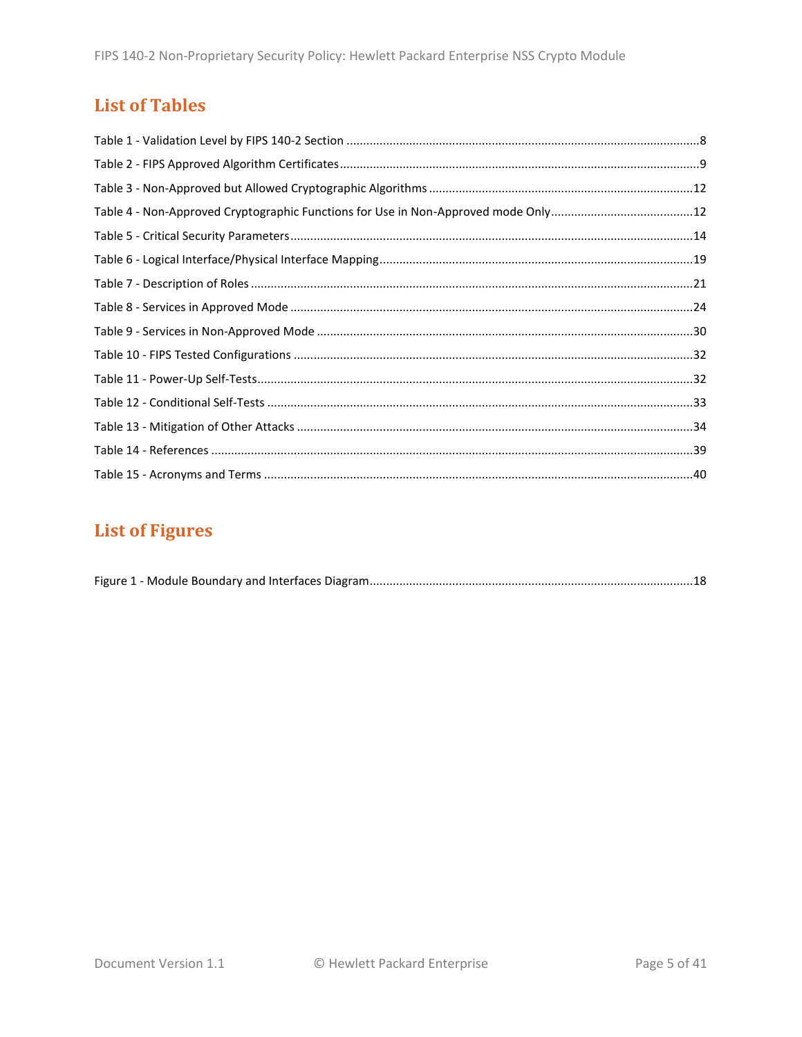## List of Tables

Table 1 - Validation Level by FIPS 140-2 Section ....................................................................................................8

Table 2 - FIPS Approved Algorithm Certificates ....................................................................................................9

Table 3 - Non-Approved but Allowed Cryptographic Algorithms ..........................................................................12

Table 4 - Non-Approved Cryptographic Functions for Use in Non-Approved mode Only ......................................12

Table 5 - Critical Security Parameters ....................................................................................................................14

Table 6 - Logical Interface/Physical Interface Mapping ..........................................................................................19

Table 7 - Description of Roles ................................................................................................................................21

Table 8 - Services in Approved Mode ....................................................................................................................24

Table 9 - Services in Non-Approved Mode ............................................................................................................30

Table 10 - FIPS Tested Configurations ...................................................................................................................32

Table 11 - Power-Up Self-Tests ..............................................................................................................................32

Table 12 - Conditional Self-Tests ...........................................................................................................................33

Table 13 - Mitigation of Other Attacks ...................................................................................................................34

Table 14 - References ............................................................................................................................................39

Table 15 - Acronyms and Terms ............................................................................................................................40

## List of Figures

Figure 1 - Module Boundary and Interfaces Diagram .............................................................................................18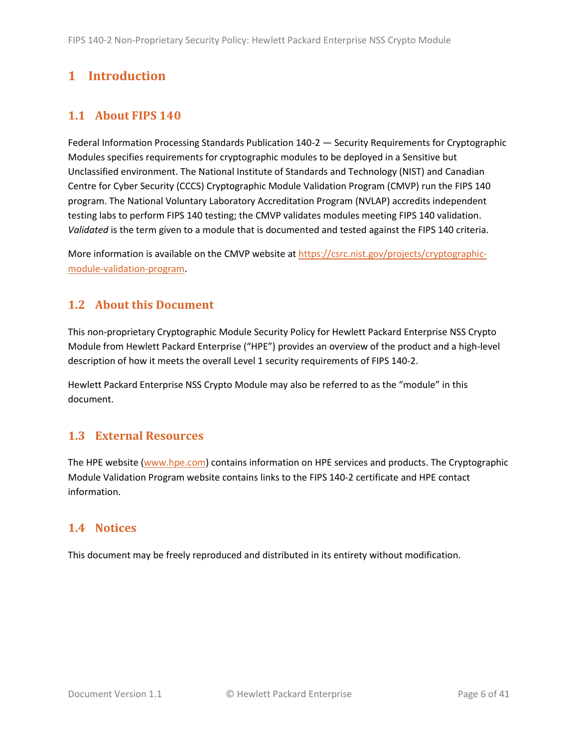# 1 Introduction

## 1.1 About FIPS 140

Federal Information Processing Standards Publication 140-2 — Security Requirements for Cryptographic Modules specifies requirements for cryptographic modules to be deployed in a Sensitive but Unclassified environment. The National Institute of Standards and Technology (NIST) and Canadian Centre for Cyber Security (CCCS) Cryptographic Module Validation Program (CMVP) run the FIPS 140 program. The National Voluntary Laboratory Accreditation Program (NVLAP) accredits independent testing labs to perform FIPS 140 testing; the CMVP validates modules meeting FIPS 140 validation. *Validated* is the term given to a module that is documented and tested against the FIPS 140 criteria.

More information is available on the CMVP website at [https://csrc.nist.gov/projects/cryptographic-module-validation-program](https://csrc.nist.gov/projects/cryptographic-module-validation-program).

## 1.2 About this Document

This non-proprietary Cryptographic Module Security Policy for Hewlett Packard Enterprise NSS Crypto Module from Hewlett Packard Enterprise (“HPE”) provides an overview of the product and a high-level description of how it meets the overall Level 1 security requirements of FIPS 140-2.

Hewlett Packard Enterprise NSS Crypto Module may also be referred to as the “module” in this document.

## 1.3 External Resources

The HPE website ([www.hpe.com](www.hpe.com)) contains information on HPE services and products. The Cryptographic Module Validation Program website contains links to the FIPS 140-2 certificate and HPE contact information.

## 1.4 Notices

This document may be freely reproduced and distributed in its entirety without modification.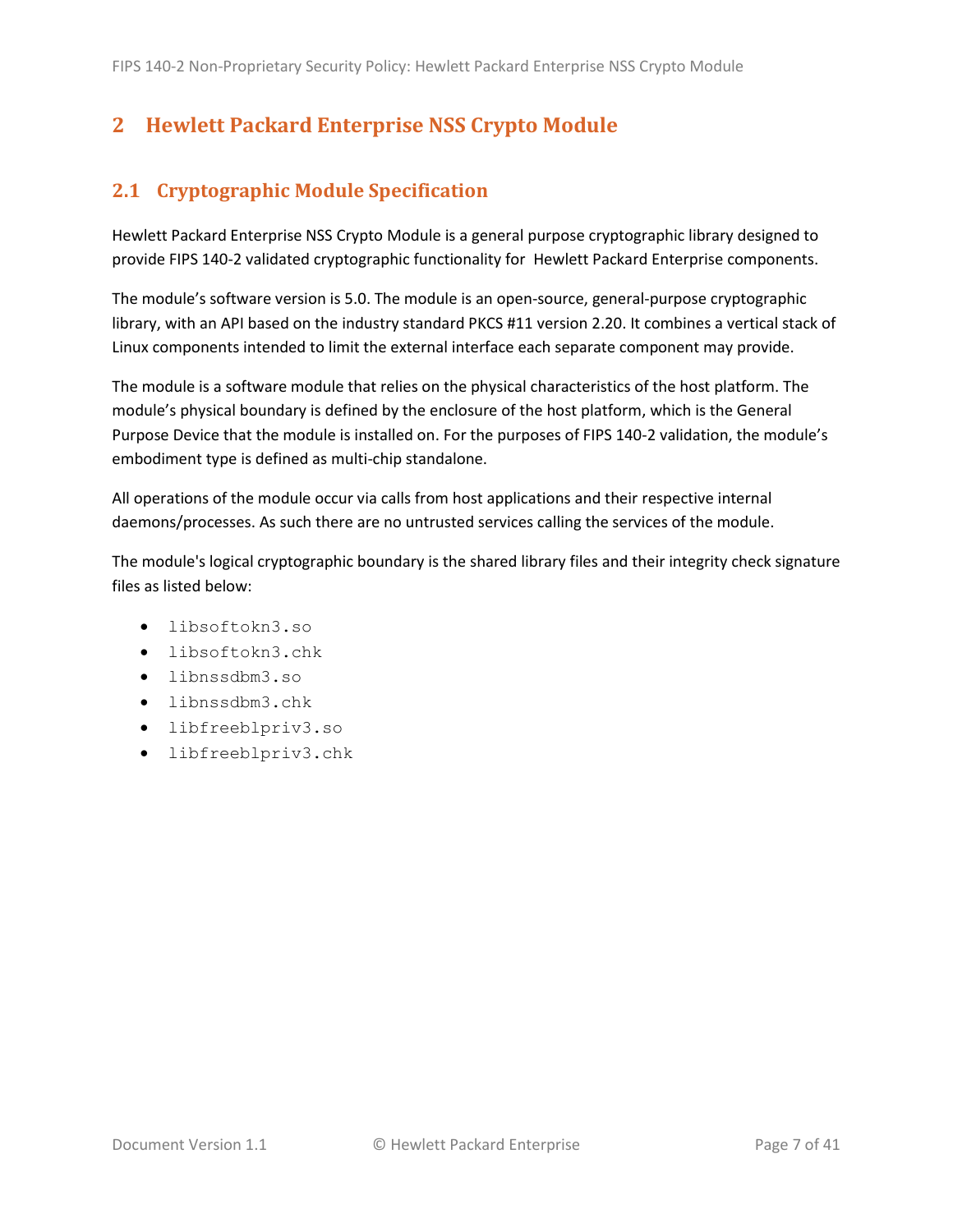## 2 Hewlett Packard Enterprise NSS Crypto Module

### 2.1 Cryptographic Module Specification

Hewlett Packard Enterprise NSS Crypto Module is a general purpose cryptographic library designed to provide FIPS 140-2 validated cryptographic functionality for Hewlett Packard Enterprise components.

The module's software version is 5.0. The module is an open-source, general-purpose cryptographic library, with an API based on the industry standard PKCS #11 version 2.20. It combines a vertical stack of Linux components intended to limit the external interface each separate component may provide.

The module is a software module that relies on the physical characteristics of the host platform. The module's physical boundary is defined by the enclosure of the host platform, which is the General Purpose Device that the module is installed on. For the purposes of FIPS 140-2 validation, the module's embodiment type is defined as multi-chip standalone.

All operations of the module occur via calls from host applications and their respective internal daemons/processes. As such there are no untrusted services calling the services of the module.

The module's logical cryptographic boundary is the shared library files and their integrity check signature files as listed below:

- `libsoftokn3.so`
- `libsoftokn3.chk`
- `libnssdbm3.so`
- `libnssdbm3.chk`
- `libfreeblpriv3.so`
- `libfreeblpriv3.chk`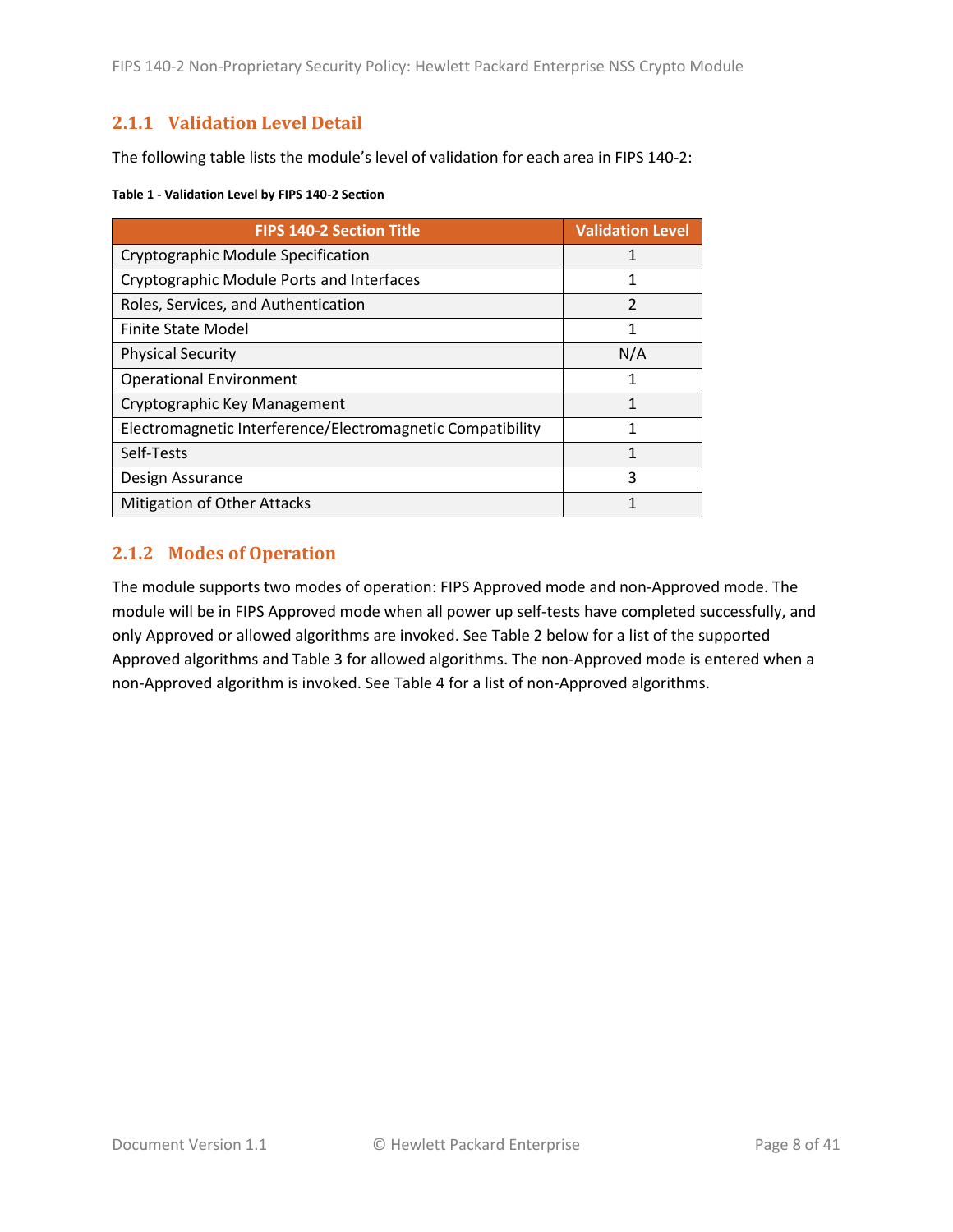### 2.1.1 Validation Level Detail

The following table lists the module's level of validation for each area in FIPS 140-2:

**Table 1 - Validation Level by FIPS 140-2 Section**

| FIPS 140-2 Section Title | Validation Level |
|---|---|
| Cryptographic Module Specification | 1 |
| Cryptographic Module Ports and Interfaces | 1 |
| Roles, Services, and Authentication | 2 |
| Finite State Model | 1 |
| Physical Security | N/A |
| Operational Environment | 1 |
| Cryptographic Key Management | 1 |
| Electromagnetic Interference/Electromagnetic Compatibility | 1 |
| Self-Tests | 1 |
| Design Assurance | 3 |
| Mitigation of Other Attacks | 1 |

### 2.1.2 Modes of Operation

The module supports two modes of operation: FIPS Approved mode and non-Approved mode. The module will be in FIPS Approved mode when all power up self-tests have completed successfully, and only Approved or allowed algorithms are invoked. See Table 2 below for a list of the supported Approved algorithms and Table 3 for allowed algorithms. The non-Approved mode is entered when a non-Approved algorithm is invoked. See Table 4 for a list of non-Approved algorithms.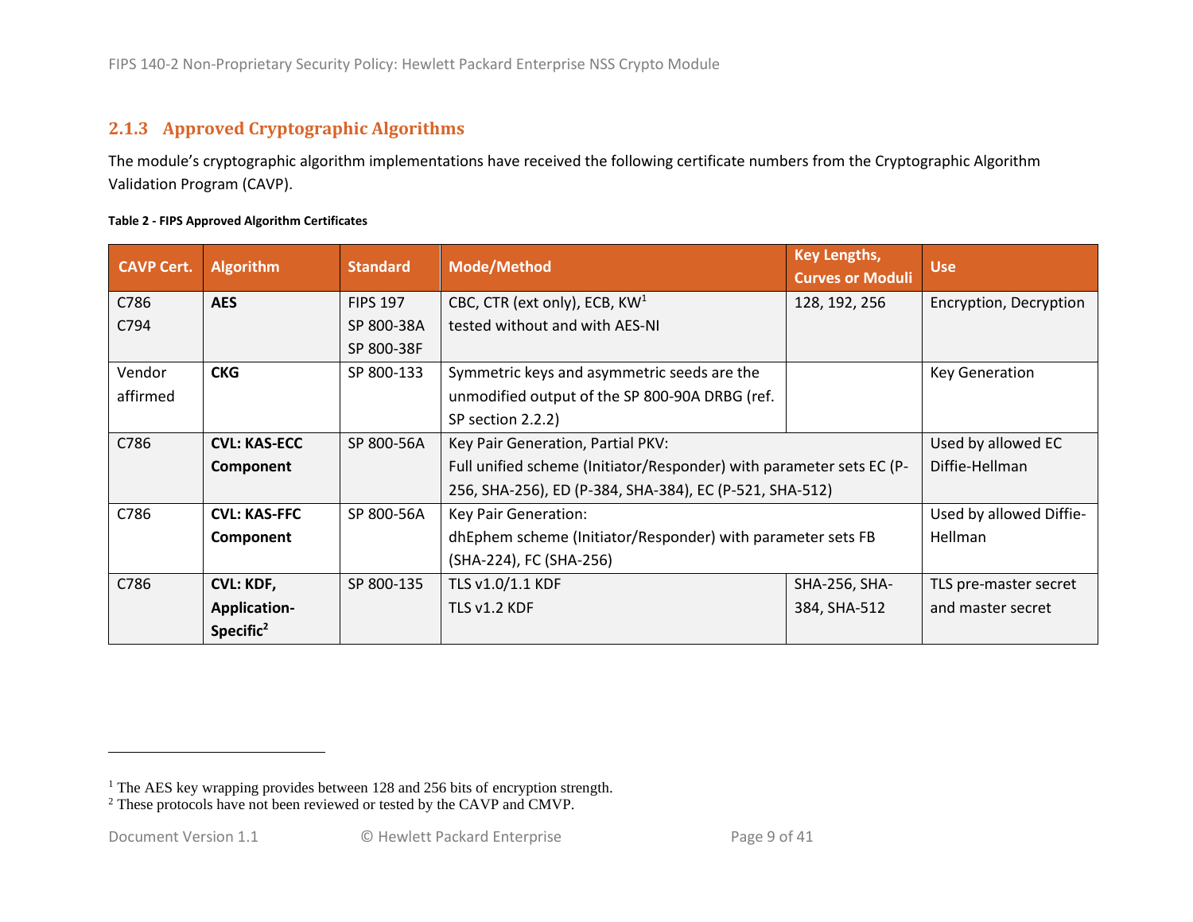### 2.1.3 Approved Cryptographic Algorithms

The module's cryptographic algorithm implementations have received the following certificate numbers from the Cryptographic Algorithm Validation Program (CAVP).

**Table 2 - FIPS Approved Algorithm Certificates**

| CAVP Cert. | Algorithm | Standard | Mode/Method | Key Lengths, Curves or Moduli | Use |
|---|---|---|---|---|---|
| C786<br>C794 | **AES** | FIPS 197<br>SP 800-38A<br>SP 800-38F | CBC, CTR (ext only), ECB, KW[1]<br>tested without and with AES-NI | 128, 192, 256 | Encryption, Decryption |
| Vendor affirmed | **CKG** | SP 800-133 | Symmetric keys and asymmetric seeds are the unmodified output of the SP 800-90A DRBG (ref. SP section 2.2.2) | | Key Generation |
| C786 | **CVL: KAS-ECC Component** | SP 800-56A | Key Pair Generation, Partial PKV:<br>Full unified scheme (Initiator/Responder) with parameter sets EC (P-256, SHA-256), ED (P-384, SHA-384), EC (P-521, SHA-512) | | Used by allowed EC Diffie-Hellman |
| C786 | **CVL: KAS-FFC Component** | SP 800-56A | Key Pair Generation:<br>dhEphem scheme (Initiator/Responder) with parameter sets FB (SHA-224), FC (SHA-256) | | Used by allowed Diffie-Hellman |
| C786 | **CVL: KDF, Application-Specific[2]** | SP 800-135 | TLS v1.0/1.1 KDF<br>TLS v1.2 KDF | SHA-256, SHA-384, SHA-512 | TLS pre-master secret and master secret |

[1] The AES key wrapping provides between 128 and 256 bits of encryption strength.
[2] These protocols have not been reviewed or tested by the CAVP and CMVP.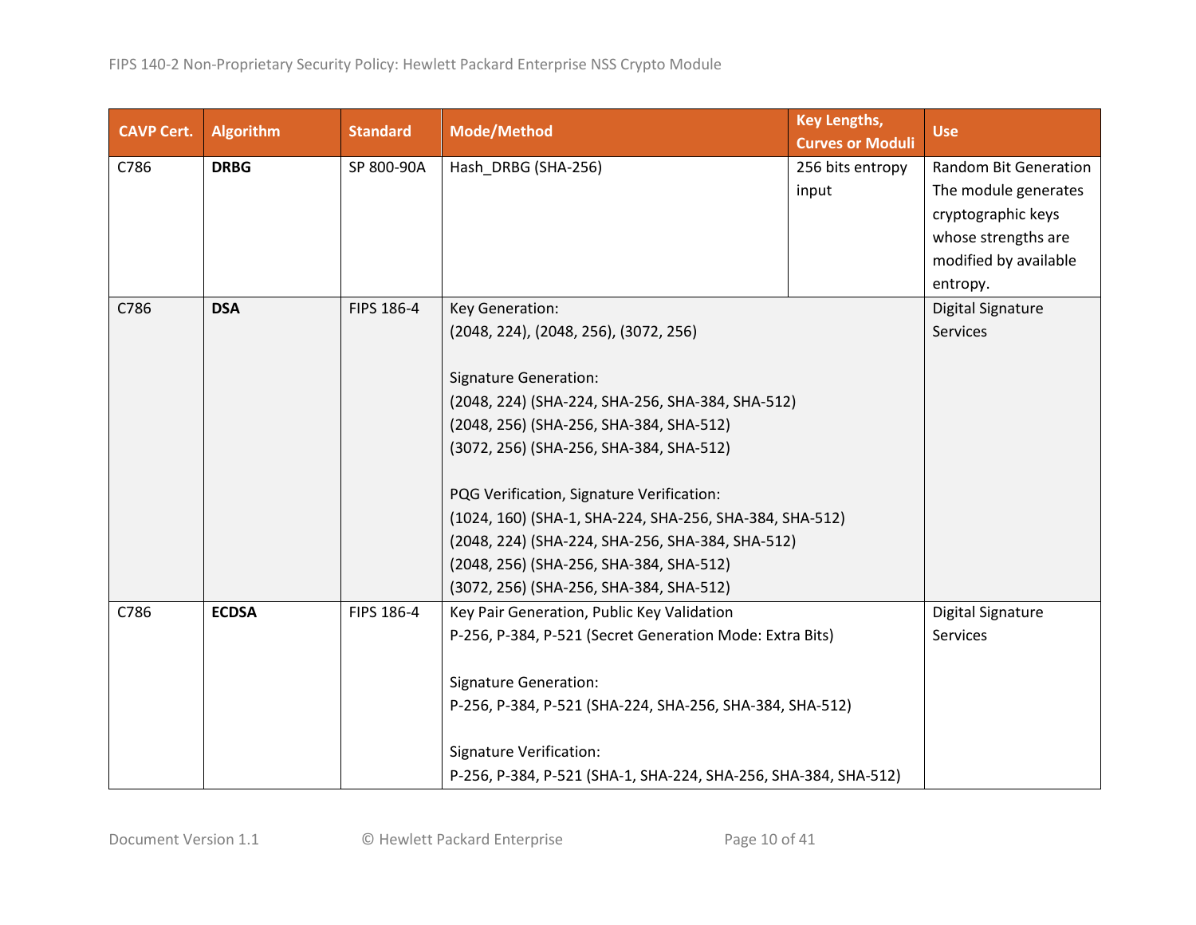| CAVP Cert. | Algorithm | Standard | Mode/Method | Key Lengths, Curves or Moduli | Use |
|---|---|---|---|---|---|
| C786 | **DRBG** | SP 800-90A | Hash_DRBG (SHA-256) | 256 bits entropy input | Random Bit Generation The module generates cryptographic keys whose strengths are modified by available entropy. |
| C786 | **DSA** | FIPS 186-4 | Key Generation:<br>(2048, 224), (2048, 256), (3072, 256)<br><br>Signature Generation:<br>(2048, 224) (SHA-224, SHA-256, SHA-384, SHA-512)<br>(2048, 256) (SHA-256, SHA-384, SHA-512)<br>(3072, 256) (SHA-256, SHA-384, SHA-512)<br><br>PQG Verification, Signature Verification:<br>(1024, 160) (SHA-1, SHA-224, SHA-256, SHA-384, SHA-512)<br>(2048, 224) (SHA-224, SHA-256, SHA-384, SHA-512)<br>(2048, 256) (SHA-256, SHA-384, SHA-512)<br>(3072, 256) (SHA-256, SHA-384, SHA-512) | | Digital Signature Services |
| C786 | **ECDSA** | FIPS 186-4 | Key Pair Generation, Public Key Validation<br>P-256, P-384, P-521 (Secret Generation Mode: Extra Bits)<br><br>Signature Generation:<br>P-256, P-384, P-521 (SHA-224, SHA-256, SHA-384, SHA-512)<br><br>Signature Verification:<br>P-256, P-384, P-521 (SHA-1, SHA-224, SHA-256, SHA-384, SHA-512) | | Digital Signature Services |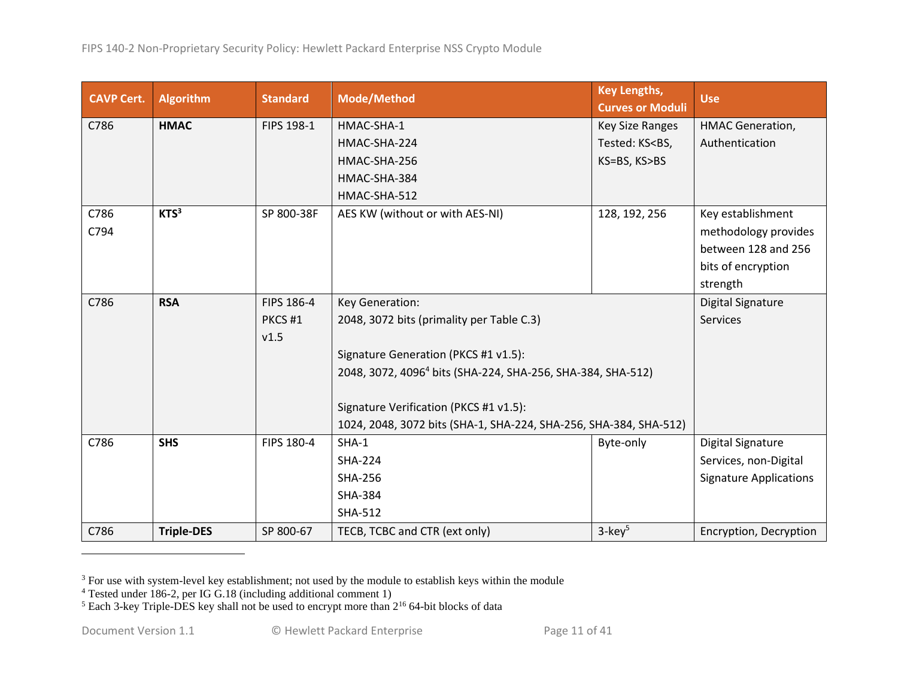| CAVP Cert. | Algorithm | Standard | Mode/Method | Key Lengths, Curves or Moduli | Use |
|---|---|---|---|---|---|
| C786 | **HMAC** | FIPS 198-1 | HMAC-SHA-1<br>HMAC-SHA-224<br>HMAC-SHA-256<br>HMAC-SHA-384<br>HMAC-SHA-512 | Key Size Ranges Tested: KS<BS, KS=BS, KS>BS | HMAC Generation, Authentication |
| C786<br>C794 | **KTS**[3] | SP 800-38F | AES KW (without or with AES-NI) | 128, 192, 256 | Key establishment methodology provides between 128 and 256 bits of encryption strength |
| C786 | **RSA** | FIPS 186-4<br>PKCS #1 v1.5 | Key Generation:<br>2048, 3072 bits (primality per Table C.3)<br><br>Signature Generation (PKCS #1 v1.5):<br>2048, 3072, 4096[4] bits (SHA-224, SHA-256, SHA-384, SHA-512)<br><br>Signature Verification (PKCS #1 v1.5):<br>1024, 2048, 3072 bits (SHA-1, SHA-224, SHA-256, SHA-384, SHA-512) | | Digital Signature Services |
| C786 | **SHS** | FIPS 180-4 | SHA-1<br>SHA-224<br>SHA-256<br>SHA-384<br>SHA-512 | Byte-only | Digital Signature Services, non-Digital Signature Applications |
| C786 | **Triple-DES** | SP 800-67 | TECB, TCBC and CTR (ext only) | 3-key[5] | Encryption, Decryption |

[3] For use with system-level key establishment; not used by the module to establish keys within the module

[4] Tested under 186-2, per IG G.18 (including additional comment 1)

[5] Each 3-key Triple-DES key shall not be used to encrypt more than $2^{16}$ 64-bit blocks of data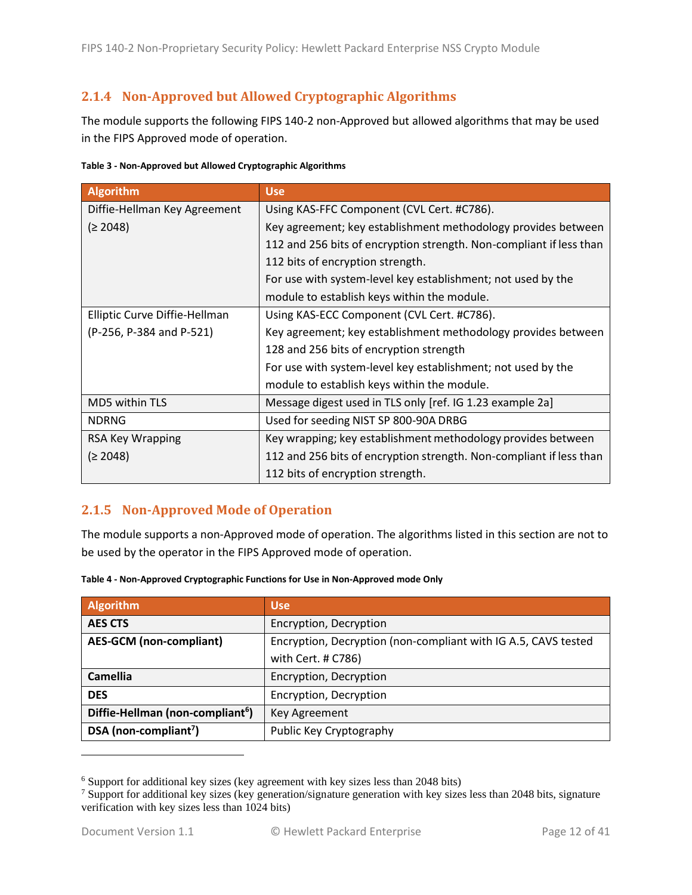### 2.1.4 Non-Approved but Allowed Cryptographic Algorithms

The module supports the following FIPS 140-2 non-Approved but allowed algorithms that may be used in the FIPS Approved mode of operation.

**Table 3 - Non-Approved but Allowed Cryptographic Algorithms**

| Algorithm | Use |
|---|---|
| Diffie-Hellman Key Agreement (≥ 2048) | Using KAS-FFC Component (CVL Cert. #C786). Key agreement; key establishment methodology provides between 112 and 256 bits of encryption strength. Non-compliant if less than 112 bits of encryption strength. For use with system-level key establishment; not used by the module to establish keys within the module. |
| Elliptic Curve Diffie-Hellman (P-256, P-384 and P-521) | Using KAS-ECC Component (CVL Cert. #C786). Key agreement; key establishment methodology provides between 128 and 256 bits of encryption strength For use with system-level key establishment; not used by the module to establish keys within the module. |
| MD5 within TLS | Message digest used in TLS only [ref. IG 1.23 example 2a] |
| NDRNG | Used for seeding NIST SP 800-90A DRBG |
| RSA Key Wrapping (≥ 2048) | Key wrapping; key establishment methodology provides between 112 and 256 bits of encryption strength. Non-compliant if less than 112 bits of encryption strength. |

### 2.1.5 Non-Approved Mode of Operation

The module supports a non-Approved mode of operation. The algorithms listed in this section are not to be used by the operator in the FIPS Approved mode of operation.

**Table 4 - Non-Approved Cryptographic Functions for Use in Non-Approved mode Only**

| Algorithm | Use |
|---|---|
| **AES CTS** | Encryption, Decryption |
| **AES-GCM (non-compliant)** | Encryption, Decryption (non-compliant with IG A.5, CAVS tested with Cert. # C786) |
| **Camellia** | Encryption, Decryption |
| **DES** | Encryption, Decryption |
| **Diffie-Hellman (non-compliant[6])** | Key Agreement |
| **DSA (non-compliant[7])** | Public Key Cryptography |

[6] Support for additional key sizes (key agreement with key sizes less than 2048 bits)

[7] Support for additional key sizes (key generation/signature generation with key sizes less than 2048 bits, signature verification with key sizes less than 1024 bits)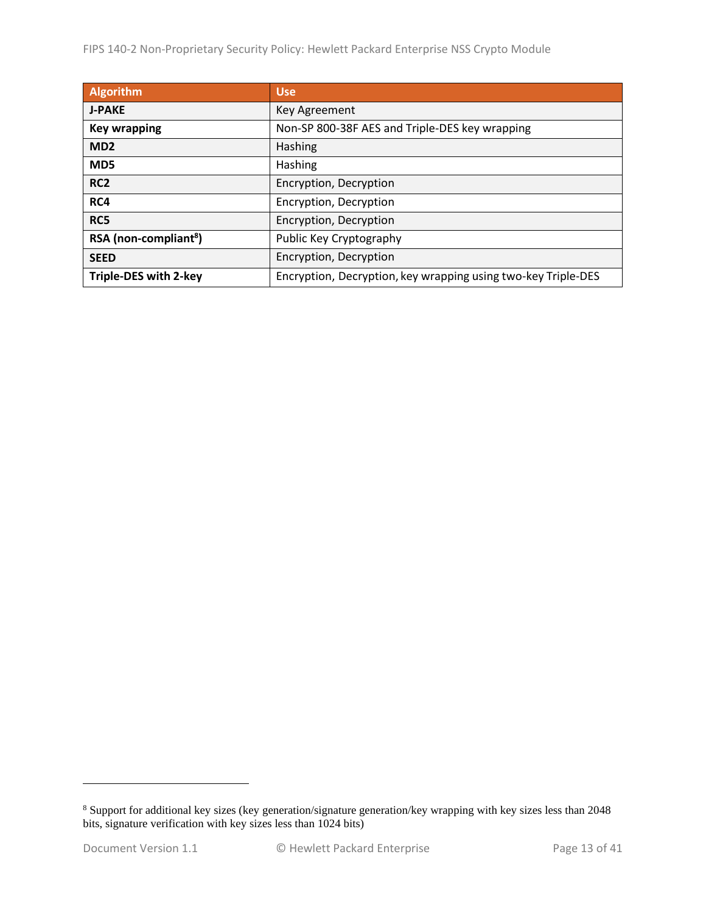| Algorithm | Use |
| --- | --- |
| **J-PAKE** | Key Agreement |
| **Key wrapping** | Non-SP 800-38F AES and Triple-DES key wrapping |
| **MD2** | Hashing |
| **MD5** | Hashing |
| **RC2** | Encryption, Decryption |
| **RC4** | Encryption, Decryption |
| **RC5** | Encryption, Decryption |
| **RSA (non-compliant[8])** | Public Key Cryptography |
| **SEED** | Encryption, Decryption |
| **Triple-DES with 2-key** | Encryption, Decryption, key wrapping using two-key Triple-DES |

[8] Support for additional key sizes (key generation/signature generation/key wrapping with key sizes less than 2048 bits, signature verification with key sizes less than 1024 bits)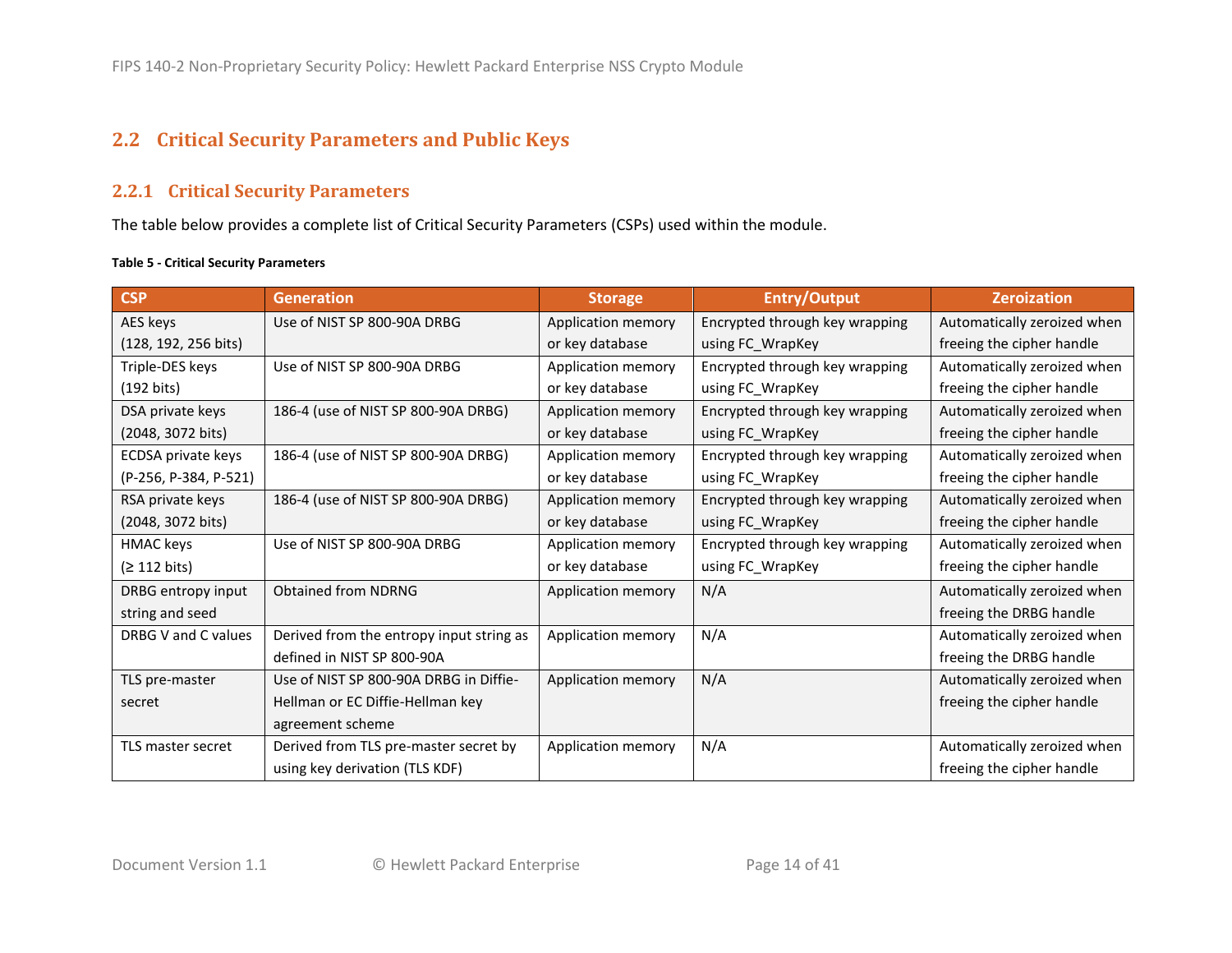## 2.2 Critical Security Parameters and Public Keys

### 2.2.1 Critical Security Parameters

The table below provides a complete list of Critical Security Parameters (CSPs) used within the module.

**Table 5 - Critical Security Parameters**

| CSP | Generation | Storage | Entry/Output | Zeroization |
|---|---|---|---|---|
| AES keys (128, 192, 256 bits) | Use of NIST SP 800-90A DRBG | Application memory or key database | Encrypted through key wrapping using FC_WrapKey | Automatically zeroized when freeing the cipher handle |
| Triple-DES keys (192 bits) | Use of NIST SP 800-90A DRBG | Application memory or key database | Encrypted through key wrapping using FC_WrapKey | Automatically zeroized when freeing the cipher handle |
| DSA private keys (2048, 3072 bits) | 186-4 (use of NIST SP 800-90A DRBG) | Application memory or key database | Encrypted through key wrapping using FC_WrapKey | Automatically zeroized when freeing the cipher handle |
| ECDSA private keys (P-256, P-384, P-521) | 186-4 (use of NIST SP 800-90A DRBG) | Application memory or key database | Encrypted through key wrapping using FC_WrapKey | Automatically zeroized when freeing the cipher handle |
| RSA private keys (2048, 3072 bits) | 186-4 (use of NIST SP 800-90A DRBG) | Application memory or key database | Encrypted through key wrapping using FC_WrapKey | Automatically zeroized when freeing the cipher handle |
| HMAC keys (≥ 112 bits) | Use of NIST SP 800-90A DRBG | Application memory or key database | Encrypted through key wrapping using FC_WrapKey | Automatically zeroized when freeing the cipher handle |
| DRBG entropy input string and seed | Obtained from NDRNG | Application memory | N/A | Automatically zeroized when freeing the DRBG handle |
| DRBG V and C values | Derived from the entropy input string as defined in NIST SP 800-90A | Application memory | N/A | Automatically zeroized when freeing the DRBG handle |
| TLS pre-master secret | Use of NIST SP 800-90A DRBG in Diffie-Hellman or EC Diffie-Hellman key agreement scheme | Application memory | N/A | Automatically zeroized when freeing the cipher handle |
| TLS master secret | Derived from TLS pre-master secret by using key derivation (TLS KDF) | Application memory | N/A | Automatically zeroized when freeing the cipher handle |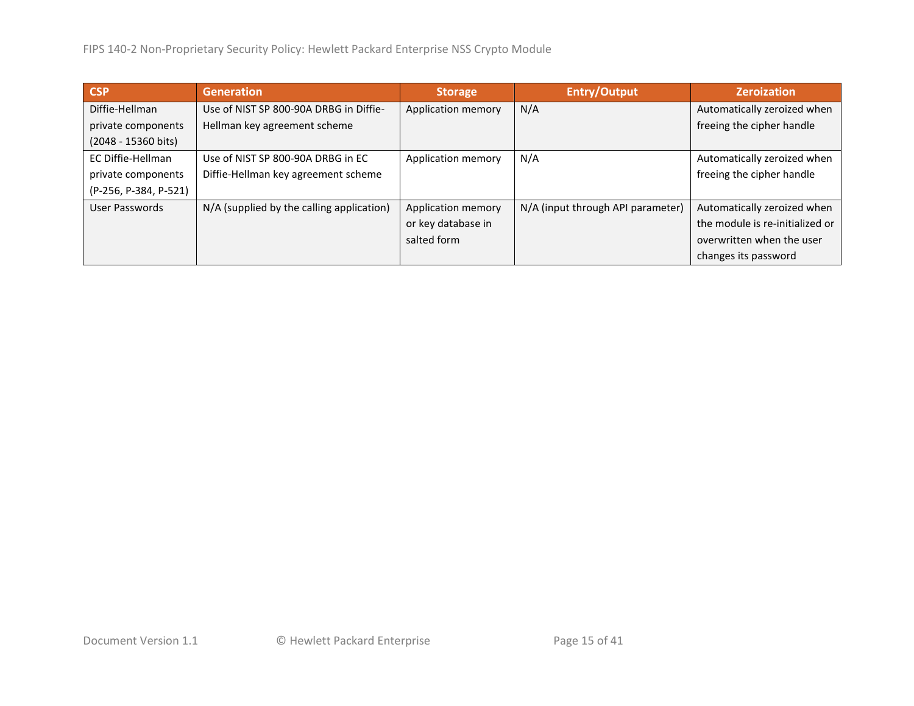| CSP | Generation | Storage | Entry/Output | Zeroization |
|---|---|---|---|---|
| Diffie-Hellman private components (2048 - 15360 bits) | Use of NIST SP 800-90A DRBG in Diffie-Hellman key agreement scheme | Application memory | N/A | Automatically zeroized when freeing the cipher handle |
| EC Diffie-Hellman private components (P-256, P-384, P-521) | Use of NIST SP 800-90A DRBG in EC Diffie-Hellman key agreement scheme | Application memory | N/A | Automatically zeroized when freeing the cipher handle |
| User Passwords | N/A (supplied by the calling application) | Application memory or key database in salted form | N/A (input through API parameter) | Automatically zeroized when the module is re-initialized or overwritten when the user changes its password |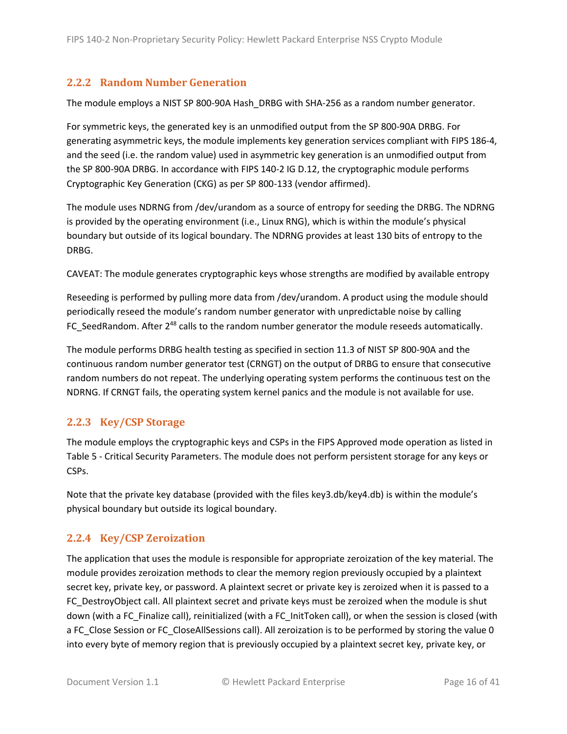### 2.2.2 Random Number Generation

The module employs a NIST SP 800-90A Hash_DRBG with SHA-256 as a random number generator.

For symmetric keys, the generated key is an unmodified output from the SP 800-90A DRBG. For generating asymmetric keys, the module implements key generation services compliant with FIPS 186-4, and the seed (i.e. the random value) used in asymmetric key generation is an unmodified output from the SP 800-90A DRBG. In accordance with FIPS 140-2 IG D.12, the cryptographic module performs Cryptographic Key Generation (CKG) as per SP 800-133 (vendor affirmed).

The module uses NDRNG from /dev/urandom as a source of entropy for seeding the DRBG. The NDRNG is provided by the operating environment (i.e., Linux RNG), which is within the module's physical boundary but outside of its logical boundary. The NDRNG provides at least 130 bits of entropy to the DRBG.

CAVEAT: The module generates cryptographic keys whose strengths are modified by available entropy

Reseeding is performed by pulling more data from /dev/urandom. A product using the module should periodically reseed the module's random number generator with unpredictable noise by calling FC_SeedRandom. After $2^{48}$ calls to the random number generator the module reseeds automatically.

The module performs DRBG health testing as specified in section 11.3 of NIST SP 800-90A and the continuous random number generator test (CRNGT) on the output of DRBG to ensure that consecutive random numbers do not repeat. The underlying operating system performs the continuous test on the NDRNG. If CRNGT fails, the operating system kernel panics and the module is not available for use.

### 2.2.3 Key/CSP Storage

The module employs the cryptographic keys and CSPs in the FIPS Approved mode operation as listed in Table 5 - Critical Security Parameters. The module does not perform persistent storage for any keys or CSPs.

Note that the private key database (provided with the files key3.db/key4.db) is within the module's physical boundary but outside its logical boundary.

### 2.2.4 Key/CSP Zeroization

The application that uses the module is responsible for appropriate zeroization of the key material. The module provides zeroization methods to clear the memory region previously occupied by a plaintext secret key, private key, or password. A plaintext secret or private key is zeroized when it is passed to a FC_DestroyObject call. All plaintext secret and private keys must be zeroized when the module is shut down (with a FC_Finalize call), reinitialized (with a FC_InitToken call), or when the session is closed (with a FC_Close Session or FC_CloseAllSessions call). All zeroization is to be performed by storing the value 0 into every byte of memory region that is previously occupied by a plaintext secret key, private key, or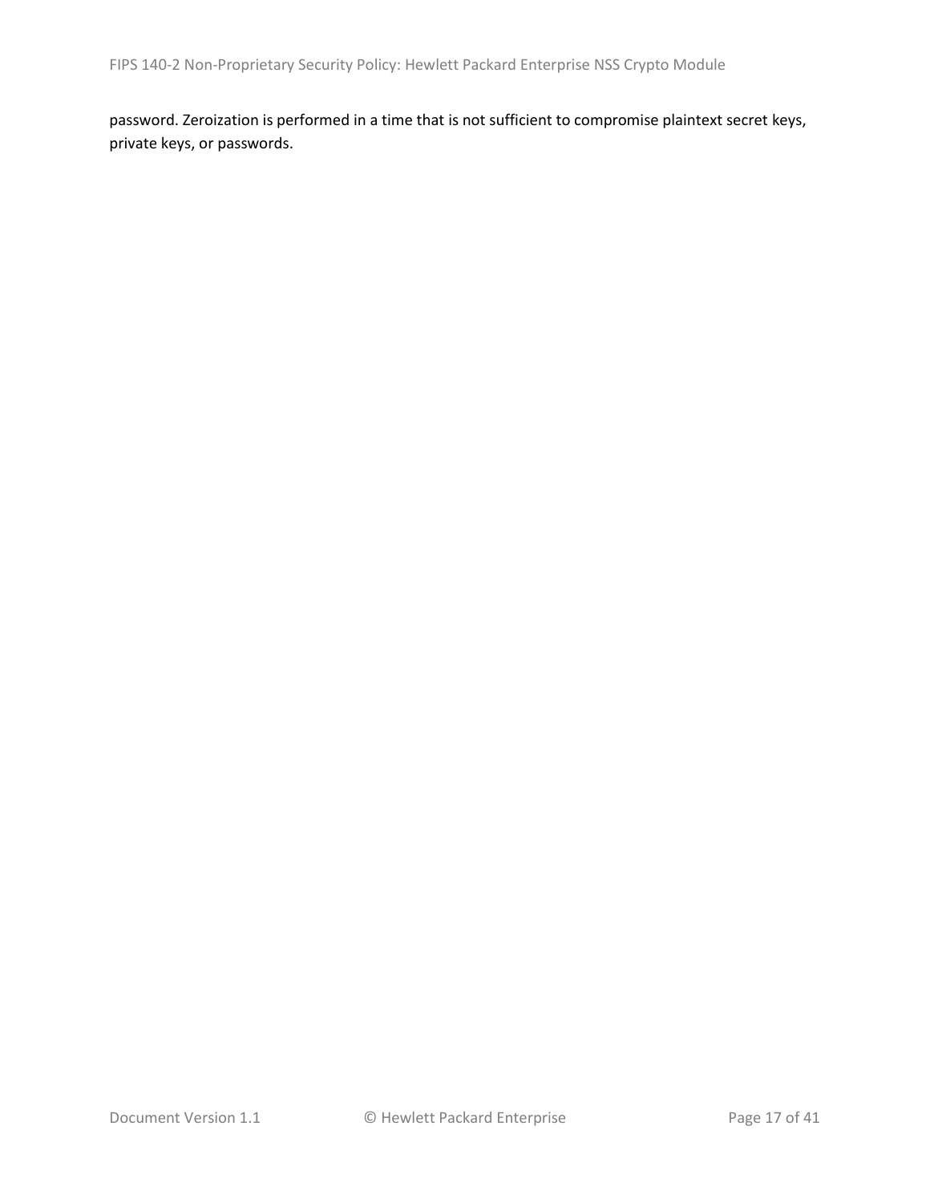password. Zeroization is performed in a time that is not sufficient to compromise plaintext secret keys, private keys, or passwords.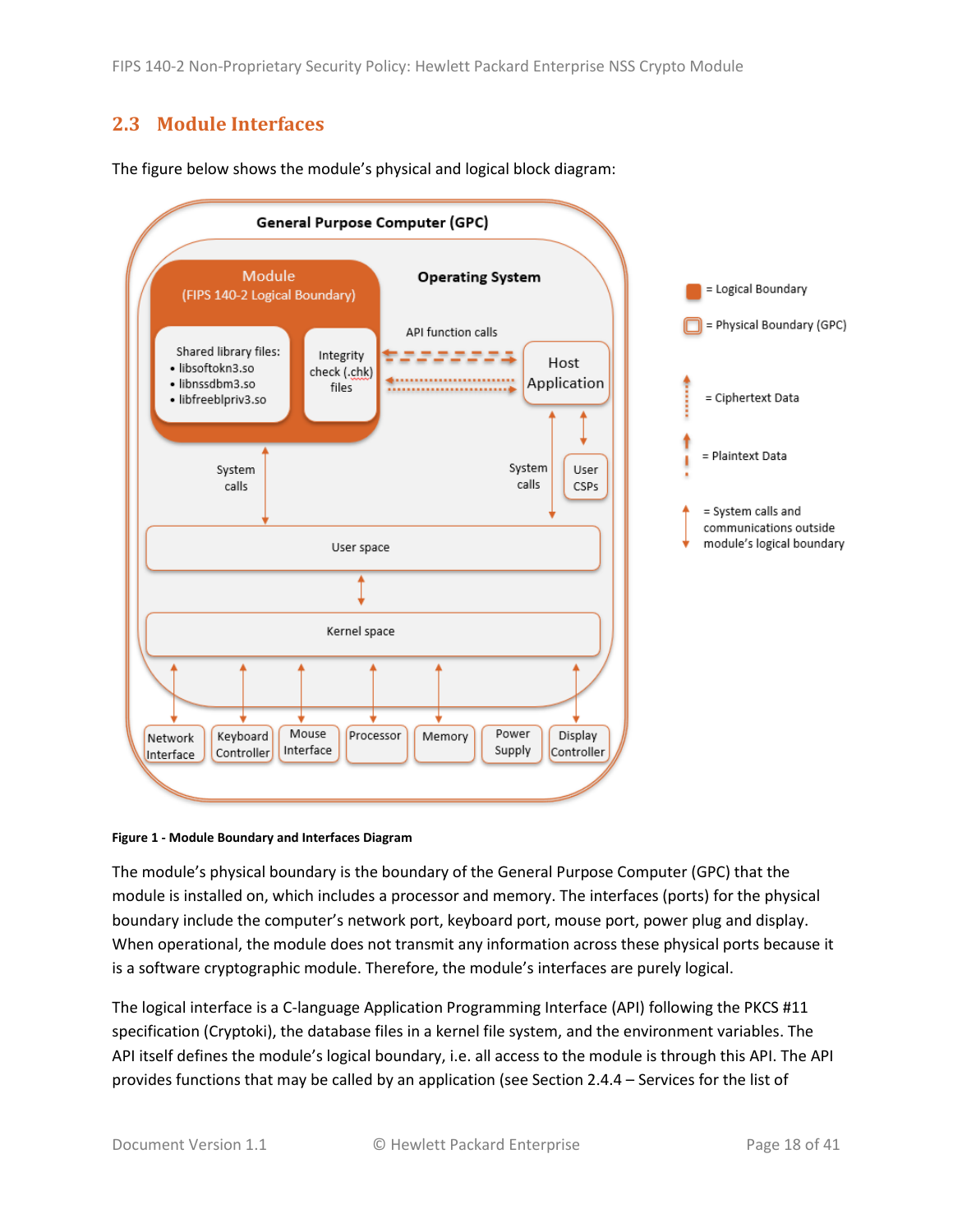## 2.3 Module Interfaces

The figure below shows the module's physical and logical block diagram:

**Figure 1 - Module Boundary and Interfaces Diagram**

The module's physical boundary is the boundary of the General Purpose Computer (GPC) that the module is installed on, which includes a processor and memory. The interfaces (ports) for the physical boundary include the computer's network port, keyboard port, mouse port, power plug and display. When operational, the module does not transmit any information across these physical ports because it is a software cryptographic module. Therefore, the module's interfaces are purely logical.

The logical interface is a C-language Application Programming Interface (API) following the PKCS #11 specification (Cryptoki), the database files in a kernel file system, and the environment variables. The API itself defines the module's logical boundary, i.e. all access to the module is through this API. The API provides functions that may be called by an application (see Section 2.4.4 – Services for the list of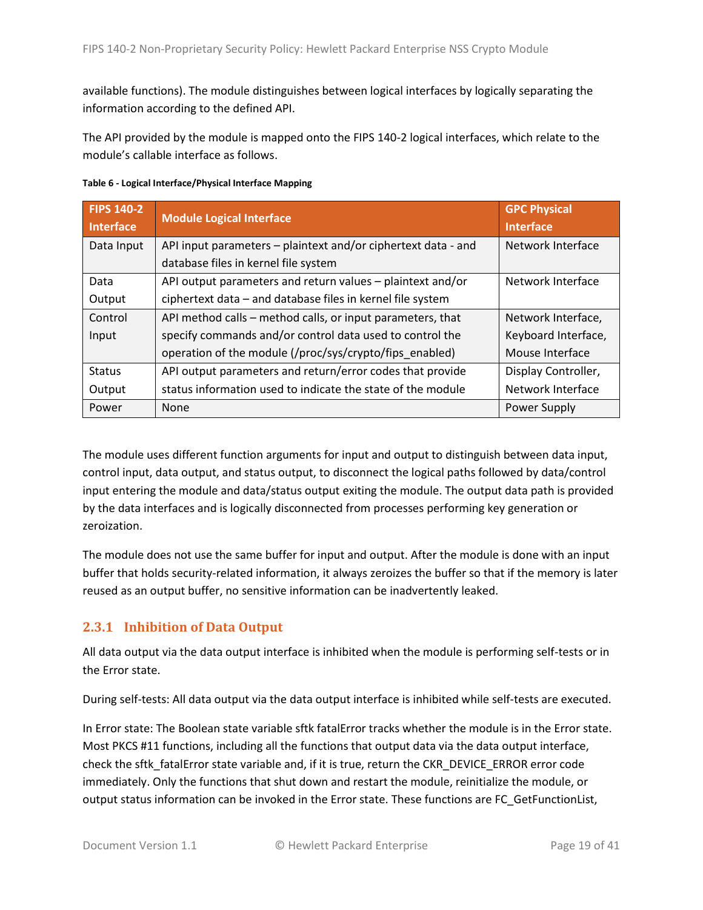available functions). The module distinguishes between logical interfaces by logically separating the information according to the defined API.

The API provided by the module is mapped onto the FIPS 140-2 logical interfaces, which relate to the module's callable interface as follows.

**Table 6 - Logical Interface/Physical Interface Mapping**

| FIPS 140-2 Interface | Module Logical Interface | GPC Physical Interface |
|---|---|---|
| Data Input | API input parameters – plaintext and/or ciphertext data - and database files in kernel file system | Network Interface |
| Data Output | API output parameters and return values – plaintext and/or ciphertext data – and database files in kernel file system | Network Interface |
| Control Input | API method calls – method calls, or input parameters, that specify commands and/or control data used to control the operation of the module (/proc/sys/crypto/fips_enabled) | Network Interface, Keyboard Interface, Mouse Interface |
| Status Output | API output parameters and return/error codes that provide status information used to indicate the state of the module | Display Controller, Network Interface |
| Power | None | Power Supply |

The module uses different function arguments for input and output to distinguish between data input, control input, data output, and status output, to disconnect the logical paths followed by data/control input entering the module and data/status output exiting the module. The output data path is provided by the data interfaces and is logically disconnected from processes performing key generation or zeroization.

The module does not use the same buffer for input and output. After the module is done with an input buffer that holds security-related information, it always zeroizes the buffer so that if the memory is later reused as an output buffer, no sensitive information can be inadvertently leaked.

### 2.3.1 Inhibition of Data Output

All data output via the data output interface is inhibited when the module is performing self-tests or in the Error state.

During self-tests: All data output via the data output interface is inhibited while self-tests are executed.

In Error state: The Boolean state variable sftk fatalError tracks whether the module is in the Error state. Most PKCS #11 functions, including all the functions that output data via the data output interface, check the sftk_fatalError state variable and, if it is true, return the CKR_DEVICE_ERROR error code immediately. Only the functions that shut down and restart the module, reinitialize the module, or output status information can be invoked in the Error state. These functions are FC_GetFunctionList,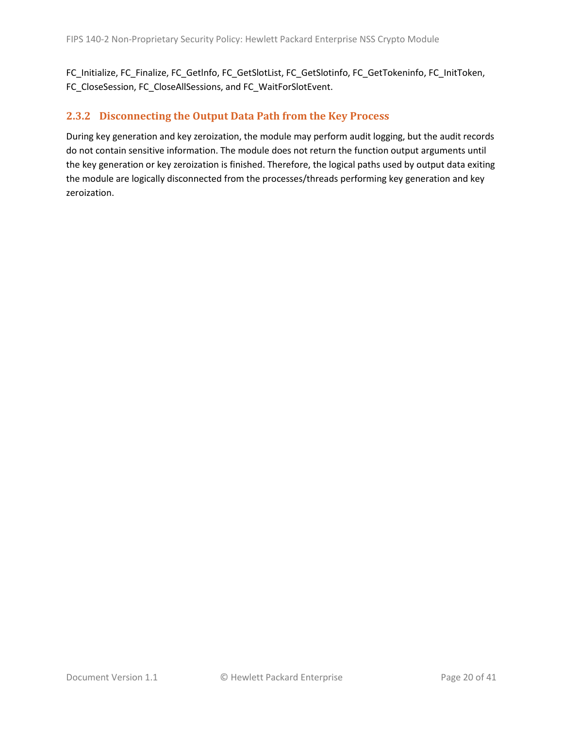FC_Initialize, FC_Finalize, FC_GetInfo, FC_GetSlotList, FC_GetSlotinfo, FC_GetTokeninfo, FC_InitToken, FC_CloseSession, FC_CloseAllSessions, and FC_WaitForSlotEvent.

### 2.3.2 Disconnecting the Output Data Path from the Key Process

During key generation and key zeroization, the module may perform audit logging, but the audit records do not contain sensitive information. The module does not return the function output arguments until the key generation or key zeroization is finished. Therefore, the logical paths used by output data exiting the module are logically disconnected from the processes/threads performing key generation and key zeroization.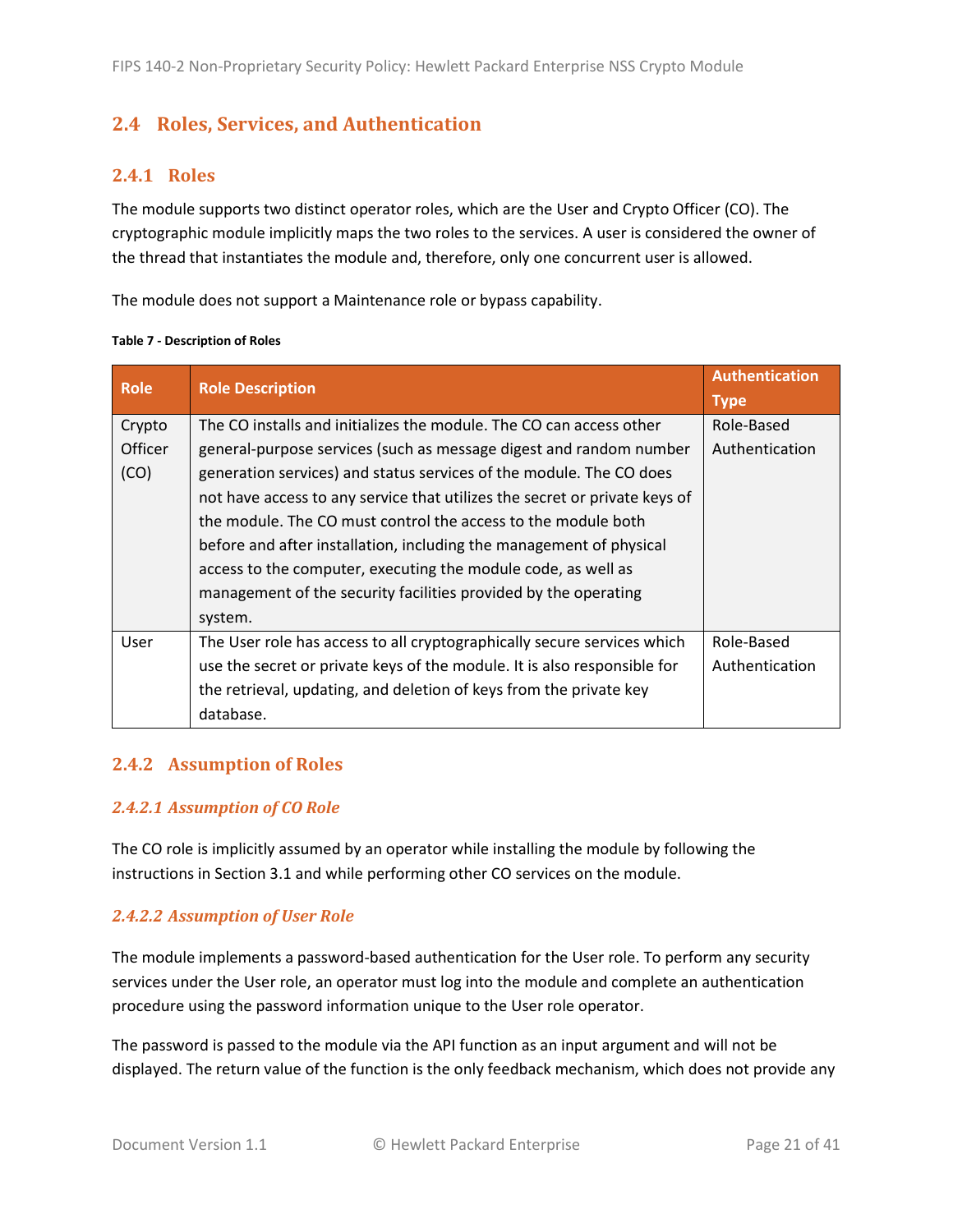## 2.4 Roles, Services, and Authentication

### 2.4.1 Roles

The module supports two distinct operator roles, which are the User and Crypto Officer (CO). The cryptographic module implicitly maps the two roles to the services. A user is considered the owner of the thread that instantiates the module and, therefore, only one concurrent user is allowed.

The module does not support a Maintenance role or bypass capability.

**Table 7 - Description of Roles**

| Role | Role Description | Authentication Type |
|---|---|---|
| Crypto Officer (CO) | The CO installs and initializes the module. The CO can access other general-purpose services (such as message digest and random number generation services) and status services of the module. The CO does not have access to any service that utilizes the secret or private keys of the module. The CO must control the access to the module both before and after installation, including the management of physical access to the computer, executing the module code, as well as management of the security facilities provided by the operating system. | Role-Based Authentication |
| User | The User role has access to all cryptographically secure services which use the secret or private keys of the module. It is also responsible for the retrieval, updating, and deletion of keys from the private key database. | Role-Based Authentication |

### 2.4.2 Assumption of Roles

#### *2.4.2.1 Assumption of CO Role*

The CO role is implicitly assumed by an operator while installing the module by following the instructions in Section 3.1 and while performing other CO services on the module.

#### *2.4.2.2 Assumption of User Role*

The module implements a password-based authentication for the User role. To perform any security services under the User role, an operator must log into the module and complete an authentication procedure using the password information unique to the User role operator.

The password is passed to the module via the API function as an input argument and will not be displayed. The return value of the function is the only feedback mechanism, which does not provide any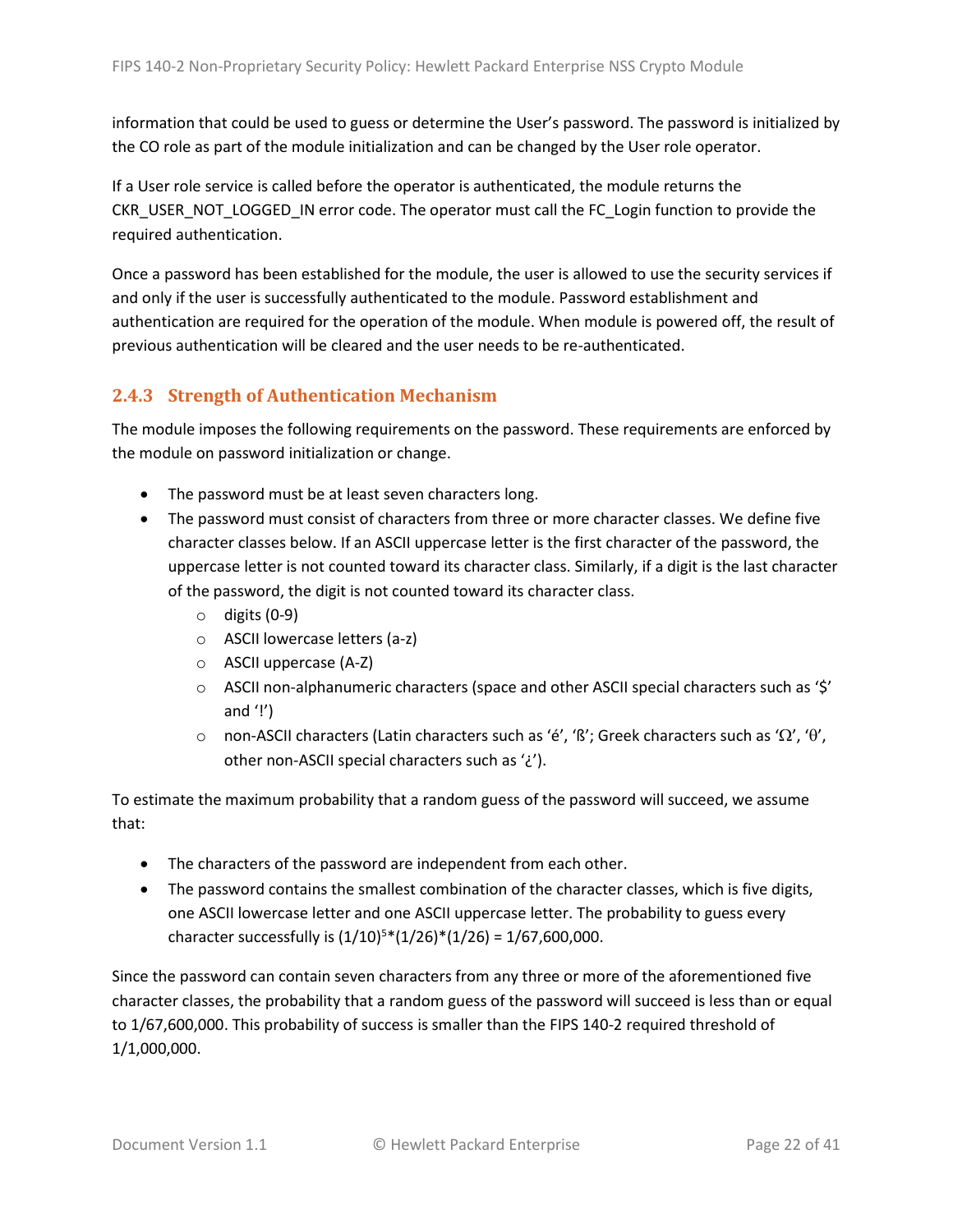information that could be used to guess or determine the User's password. The password is initialized by the CO role as part of the module initialization and can be changed by the User role operator.

If a User role service is called before the operator is authenticated, the module returns the CKR_USER_NOT_LOGGED_IN error code. The operator must call the FC_Login function to provide the required authentication.

Once a password has been established for the module, the user is allowed to use the security services if and only if the user is successfully authenticated to the module. Password establishment and authentication are required for the operation of the module. When module is powered off, the result of previous authentication will be cleared and the user needs to be re-authenticated.

### 2.4.3 Strength of Authentication Mechanism

The module imposes the following requirements on the password. These requirements are enforced by the module on password initialization or change.

- The password must be at least seven characters long.
- The password must consist of characters from three or more character classes. We define five character classes below. If an ASCII uppercase letter is the first character of the password, the uppercase letter is not counted toward its character class. Similarly, if a digit is the last character of the password, the digit is not counted toward its character class.
    - digits (0-9)
    - ASCII lowercase letters (a-z)
    - ASCII uppercase (A-Z)
    - ASCII non-alphanumeric characters (space and other ASCII special characters such as '$' and '!')
    - non-ASCII characters (Latin characters such as 'é', 'ß'; Greek characters such as 'Ω', 'θ', other non-ASCII special characters such as '¿').

To estimate the maximum probability that a random guess of the password will succeed, we assume that:

- The characters of the password are independent from each other.
- The password contains the smallest combination of the character classes, which is five digits, one ASCII lowercase letter and one ASCII uppercase letter. The probability to guess every character successfully is $(1/10)^5*(1/26)*(1/26) = 1/67,600,000$.

Since the password can contain seven characters from any three or more of the aforementioned five character classes, the probability that a random guess of the password will succeed is less than or equal to 1/67,600,000. This probability of success is smaller than the FIPS 140-2 required threshold of 1/1,000,000.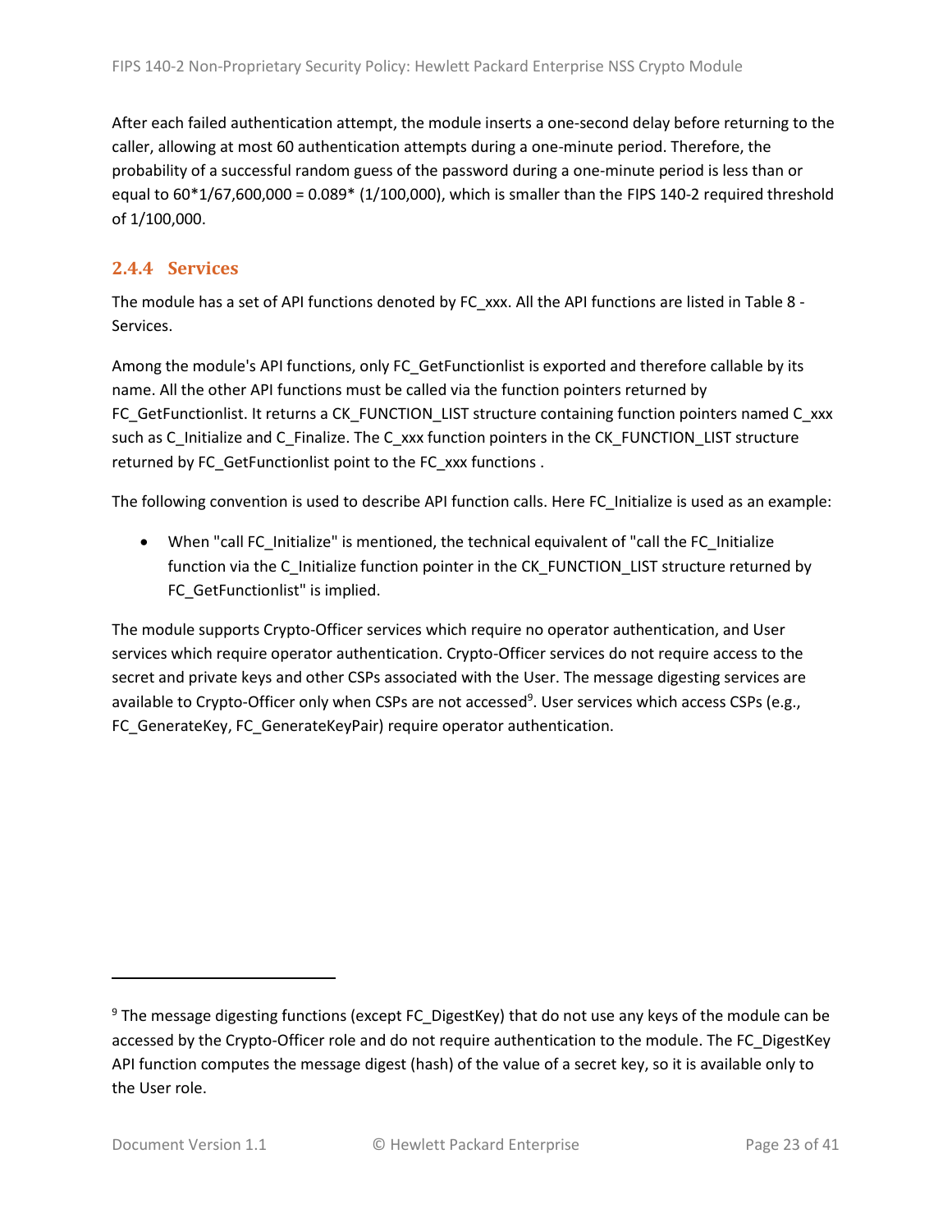After each failed authentication attempt, the module inserts a one-second delay before returning to the caller, allowing at most 60 authentication attempts during a one-minute period. Therefore, the probability of a successful random guess of the password during a one-minute period is less than or equal to 60*1/67,600,000 = 0.089* (1/100,000), which is smaller than the FIPS 140-2 required threshold of 1/100,000.

### 2.4.4 Services

The module has a set of API functions denoted by FC_xxx. All the API functions are listed in Table 8 - Services.

Among the module's API functions, only FC_GetFunctionlist is exported and therefore callable by its name. All the other API functions must be called via the function pointers returned by FC_GetFunctionlist. It returns a CK_FUNCTION_LIST structure containing function pointers named C_xxx such as C_Initialize and C_Finalize. The C_xxx function pointers in the CK_FUNCTION_LIST structure returned by FC_GetFunctionlist point to the FC_xxx functions .

The following convention is used to describe API function calls. Here FC_Initialize is used as an example:

- When "call FC_Initialize" is mentioned, the technical equivalent of "call the FC_Initialize function via the C_Initialize function pointer in the CK_FUNCTION_LIST structure returned by FC_GetFunctionlist" is implied.

The module supports Crypto-Officer services which require no operator authentication, and User services which require operator authentication. Crypto-Officer services do not require access to the secret and private keys and other CSPs associated with the User. The message digesting services are available to Crypto-Officer only when CSPs are not accessed[9]. User services which access CSPs (e.g., FC_GenerateKey, FC_GenerateKeyPair) require operator authentication.

---

[9] The message digesting functions (except FC_DigestKey) that do not use any keys of the module can be accessed by the Crypto-Officer role and do not require authentication to the module. The FC_DigestKey API function computes the message digest (hash) of the value of a secret key, so it is available only to the User role.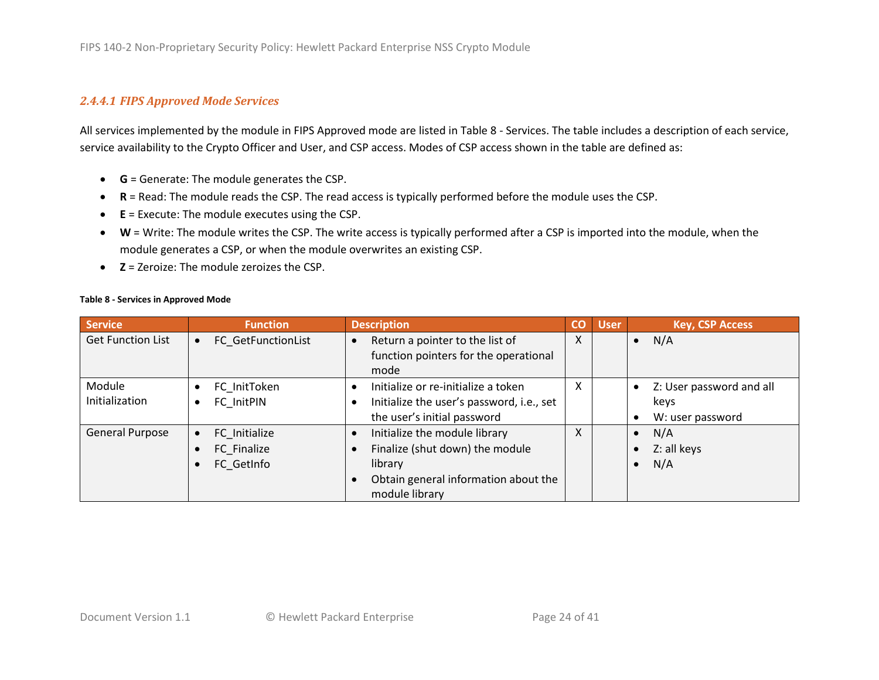#### 2.4.4.1 FIPS Approved Mode Services

All services implemented by the module in FIPS Approved mode are listed in Table 8 - Services. The table includes a description of each service, service availability to the Crypto Officer and User, and CSP access. Modes of CSP access shown in the table are defined as:

- **G** = Generate: The module generates the CSP.
- **R** = Read: The module reads the CSP. The read access is typically performed before the module uses the CSP.
- **E** = Execute: The module executes using the CSP.
- **W** = Write: The module writes the CSP. The write access is typically performed after a CSP is imported into the module, when the module generates a CSP, or when the module overwrites an existing CSP.
- **Z** = Zeroize: The module zeroizes the CSP.

**Table 8 - Services in Approved Mode**

| Service | Function | Description | CO | User | Key, CSP Access |
|---|---|---|---|---|---|
| Get Function List | • FC_GetFunctionList | • Return a pointer to the list of function pointers for the operational mode | X | | • N/A |
| Module Initialization | • FC_InitToken<br>• FC_InitPIN | • Initialize or re-initialize a token<br>• Initialize the user's password, i.e., set the user's initial password | X | | • Z: User password and all keys<br>• W: user password |
| General Purpose | • FC_Initialize<br>• FC_Finalize<br>• FC_GetInfo | • Initialize the module library<br>• Finalize (shut down) the module library<br>• Obtain general information about the module library | X | | • N/A<br>• Z: all keys<br>• N/A |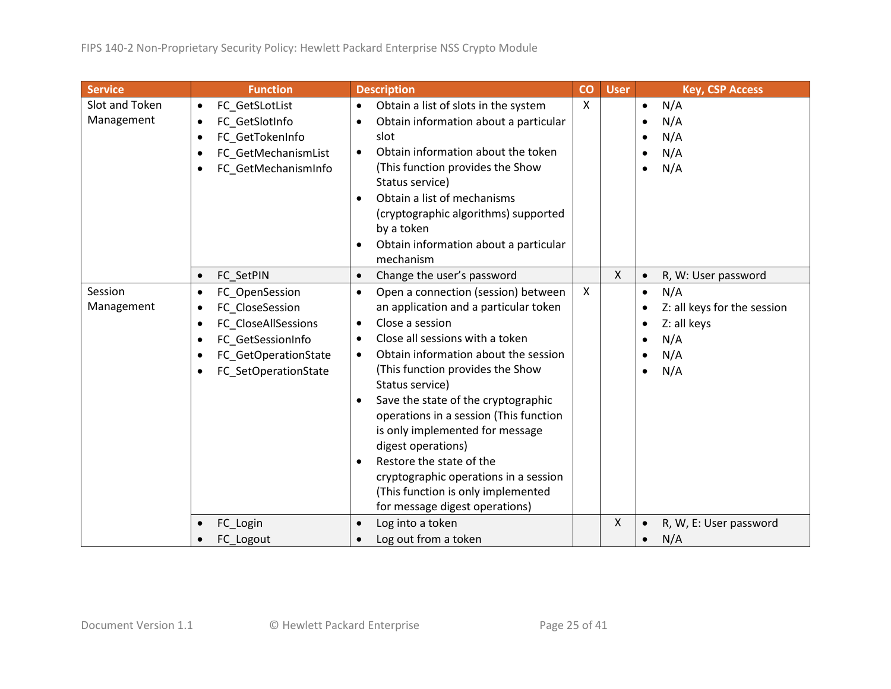| Service | Function | Description | CO | User | Key, CSP Access |
|---|---|---|---|---|---|
| Slot and Token Management | • FC_GetSLotList<br>• FC_GetSlotInfo<br>• FC_GetTokenInfo<br>• FC_GetMechanismList<br>• FC_GetMechanismInfo | • Obtain a list of slots in the system<br>• Obtain information about a particular slot<br>• Obtain information about the token (This function provides the Show Status service)<br>• Obtain a list of mechanisms (cryptographic algorithms) supported by a token<br>• Obtain information about a particular mechanism | X | | • N/A<br>• N/A<br>• N/A<br>• N/A<br>• N/A |
| | • FC_SetPIN | • Change the user's password | | X | • R, W: User password |
| Session Management | • FC_OpenSession<br>• FC_CloseSession<br>• FC_CloseAllSessions<br>• FC_GetSessionInfo<br>• FC_GetOperationState<br>• FC_SetOperationState | • Open a connection (session) between an application and a particular token<br>• Close a session<br>• Close all sessions with a token<br>• Obtain information about the session (This function provides the Show Status service)<br>• Save the state of the cryptographic operations in a session (This function is only implemented for message digest operations)<br>• Restore the state of the cryptographic operations in a session (This function is only implemented for message digest operations) | X | | • N/A<br>• Z: all keys for the session<br>• Z: all keys<br>• N/A<br>• N/A<br>• N/A |
| | • FC_Login<br>• FC_Logout | • Log into a token<br>• Log out from a token | | X | • R, W, E: User password<br>• N/A |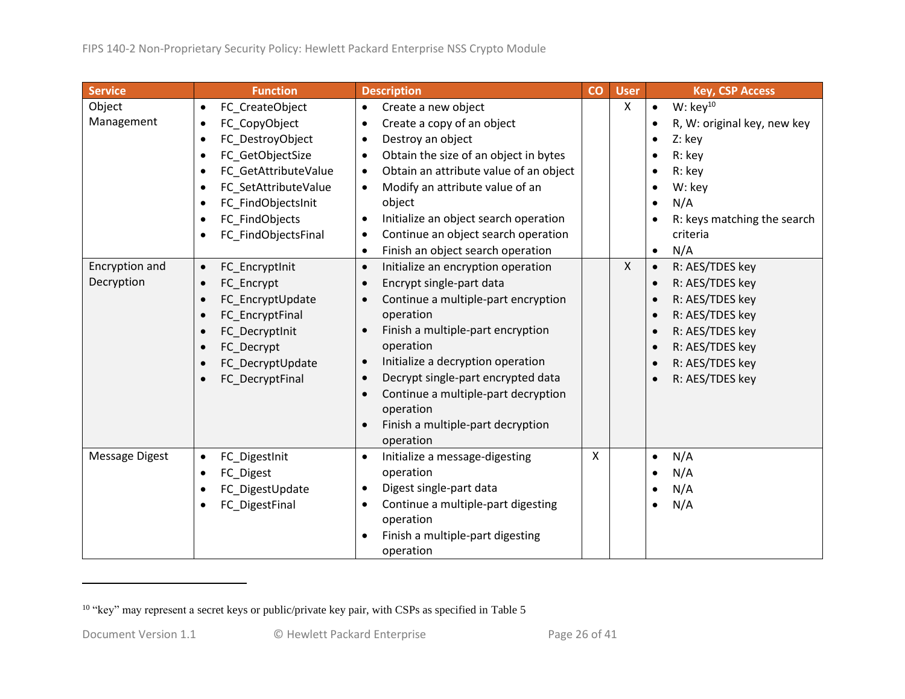| Service | Function | Description | CO | User | Key, CSP Access |
|---|---|---|---|---|---|
| Object Management | • FC_CreateObject<br>• FC_CopyObject<br>• FC_DestroyObject<br>• FC_GetObjectSize<br>• FC_GetAttributeValue<br>• FC_SetAttributeValue<br>• FC_FindObjectsInit<br>• FC_FindObjects<br>• FC_FindObjectsFinal | • Create a new object<br>• Create a copy of an object<br>• Destroy an object<br>• Obtain the size of an object in bytes<br>• Obtain an attribute value of an object<br>• Modify an attribute value of an object<br>• Initialize an object search operation<br>• Continue an object search operation<br>• Finish an object search operation | | X | • W: key[10]<br>• R, W: original key, new key<br>• Z: key<br>• R: key<br>• R: key<br>• W: key<br>• N/A<br>• R: keys matching the search criteria<br>• N/A |
| Encryption and Decryption | • FC_EncryptInit<br>• FC_Encrypt<br>• FC_EncryptUpdate<br>• FC_EncryptFinal<br>• FC_DecryptInit<br>• FC_Decrypt<br>• FC_DecryptUpdate<br>• FC_DecryptFinal | • Initialize an encryption operation<br>• Encrypt single-part data<br>• Continue a multiple-part encryption operation<br>• Finish a multiple-part encryption operation<br>• Initialize a decryption operation<br>• Decrypt single-part encrypted data<br>• Continue a multiple-part decryption operation<br>• Finish a multiple-part decryption operation | | X | • R: AES/TDES key<br>• R: AES/TDES key<br>• R: AES/TDES key<br>• R: AES/TDES key<br>• R: AES/TDES key<br>• R: AES/TDES key<br>• R: AES/TDES key<br>• R: AES/TDES key |
| Message Digest | • FC_DigestInit<br>• FC_Digest<br>• FC_DigestUpdate<br>• FC_DigestFinal | • Initialize a message-digesting operation<br>• Digest single-part data<br>• Continue a multiple-part digesting operation<br>• Finish a multiple-part digesting operation | X | | • N/A<br>• N/A<br>• N/A<br>• N/A |

[10] "key" may represent a secret keys or public/private key pair, with CSPs as specified in Table 5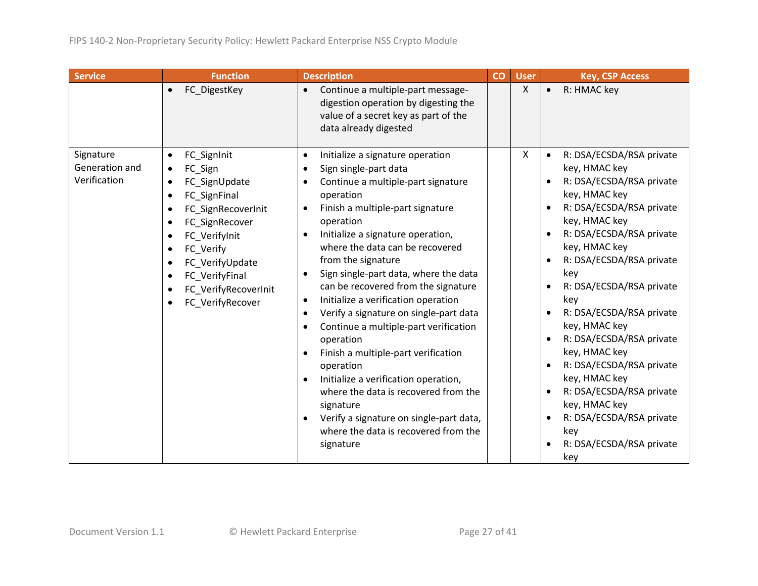| Service | Function | Description | CO | User | Key, CSP Access |
|---|---|---|---|---|---|
| | • FC_DigestKey | • Continue a multiple-part message-digestion operation by digesting the value of a secret key as part of the data already digested | | X | • R: HMAC key |
| Signature Generation and Verification | • FC_SignInit<br>• FC_Sign<br>• FC_SignUpdate<br>• FC_SignFinal<br>• FC_SignRecoverInit<br>• FC_SignRecover<br>• FC_VerifyInit<br>• FC_Verify<br>• FC_VerifyUpdate<br>• FC_VerifyFinal<br>• FC_VerifyRecoverInit<br>• FC_VerifyRecover | • Initialize a signature operation<br>• Sign single-part data<br>• Continue a multiple-part signature operation<br>• Finish a multiple-part signature operation<br>• Initialize a signature operation, where the data can be recovered from the signature<br>• Sign single-part data, where the data can be recovered from the signature<br>• Initialize a verification operation<br>• Verify a signature on single-part data<br>• Continue a multiple-part verification operation<br>• Finish a multiple-part verification operation<br>• Initialize a verification operation, where the data is recovered from the signature<br>• Verify a signature on single-part data, where the data is recovered from the signature | | X | • R: DSA/ECSDA/RSA private key, HMAC key<br>• R: DSA/ECSDA/RSA private key, HMAC key<br>• R: DSA/ECSDA/RSA private key, HMAC key<br>• R: DSA/ECSDA/RSA private key, HMAC key<br>• R: DSA/ECSDA/RSA private key<br>• R: DSA/ECSDA/RSA private key<br>• R: DSA/ECSDA/RSA private key, HMAC key<br>• R: DSA/ECSDA/RSA private key, HMAC key<br>• R: DSA/ECSDA/RSA private key, HMAC key<br>• R: DSA/ECSDA/RSA private key, HMAC key<br>• R: DSA/ECSDA/RSA private key<br>• R: DSA/ECSDA/RSA private key |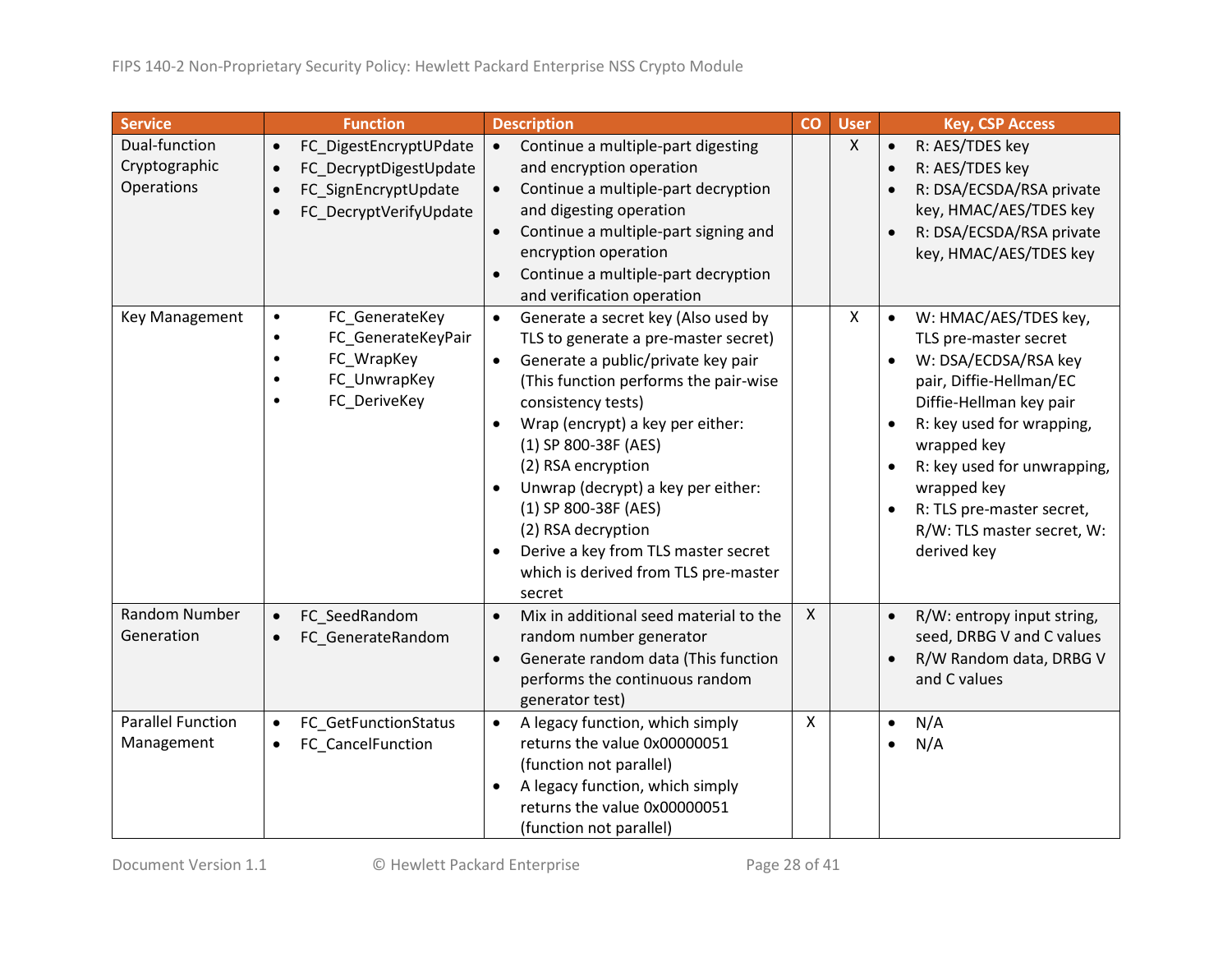| Service | Function | Description | CO | User | Key, CSP Access |
|---|---|---|---|---|---|
| Dual-function Cryptographic Operations | • FC_DigestEncryptUPdate<br>• FC_DecryptDigestUpdate<br>• FC_SignEncryptUpdate<br>• FC_DecryptVerifyUpdate | • Continue a multiple-part digesting and encryption operation<br>• Continue a multiple-part decryption and digesting operation<br>• Continue a multiple-part signing and encryption operation<br>• Continue a multiple-part decryption and verification operation | | X | • R: AES/TDES key<br>• R: AES/TDES key<br>• R: DSA/ECSDA/RSA private key, HMAC/AES/TDES key<br>• R: DSA/ECSDA/RSA private key, HMAC/AES/TDES key |
| Key Management | • FC_GenerateKey<br>• FC_GenerateKeyPair<br>• FC_WrapKey<br>• FC_UnwrapKey<br>• FC_DeriveKey | • Generate a secret key (Also used by TLS to generate a pre-master secret)<br>• Generate a public/private key pair (This function performs the pair-wise consistency tests)<br>• Wrap (encrypt) a key per either:<br>(1) SP 800-38F (AES)<br>(2) RSA encryption<br>• Unwrap (decrypt) a key per either:<br>(1) SP 800-38F (AES)<br>(2) RSA decryption<br>• Derive a key from TLS master secret which is derived from TLS pre-master secret | | X | • W: HMAC/AES/TDES key, TLS pre-master secret<br>• W: DSA/ECDSA/RSA key pair, Diffie-Hellman/EC Diffie-Hellman key pair<br>• R: key used for wrapping, wrapped key<br>• R: key used for unwrapping, wrapped key<br>• R: TLS pre-master secret, R/W: TLS master secret, W: derived key |
| Random Number Generation | • FC_SeedRandom<br>• FC_GenerateRandom | • Mix in additional seed material to the random number generator<br>• Generate random data (This function performs the continuous random generator test) | X | | • R/W: entropy input string, seed, DRBG V and C values<br>• R/W Random data, DRBG V and C values |
| Parallel Function Management | • FC_GetFunctionStatus<br>• FC_CancelFunction | • A legacy function, which simply returns the value 0x00000051 (function not parallel)<br>• A legacy function, which simply returns the value 0x00000051 (function not parallel) | X | | • N/A<br>• N/A |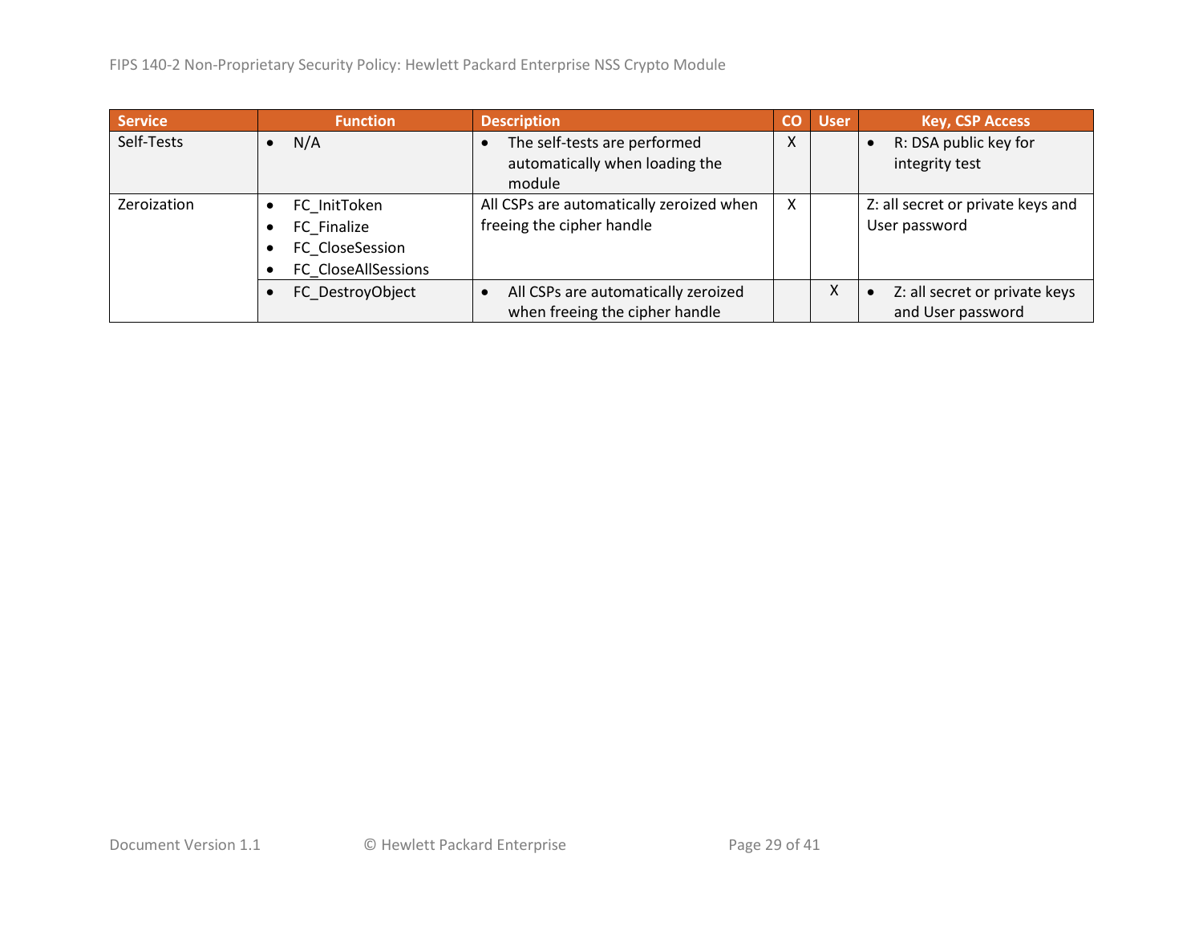| Service | Function | Description | CO | User | Key, CSP Access |
|---|---|---|---|---|---|
| Self-Tests | • N/A | • The self-tests are performed automatically when loading the module | X | | • R: DSA public key for integrity test |
| Zeroization | • FC_InitToken<br>• FC_Finalize<br>• FC_CloseSession<br>• FC_CloseAllSessions | All CSPs are automatically zeroized when freeing the cipher handle | X | | Z: all secret or private keys and User password |
| | • FC_DestroyObject | • All CSPs are automatically zeroized when freeing the cipher handle | | X | • Z: all secret or private keys and User password |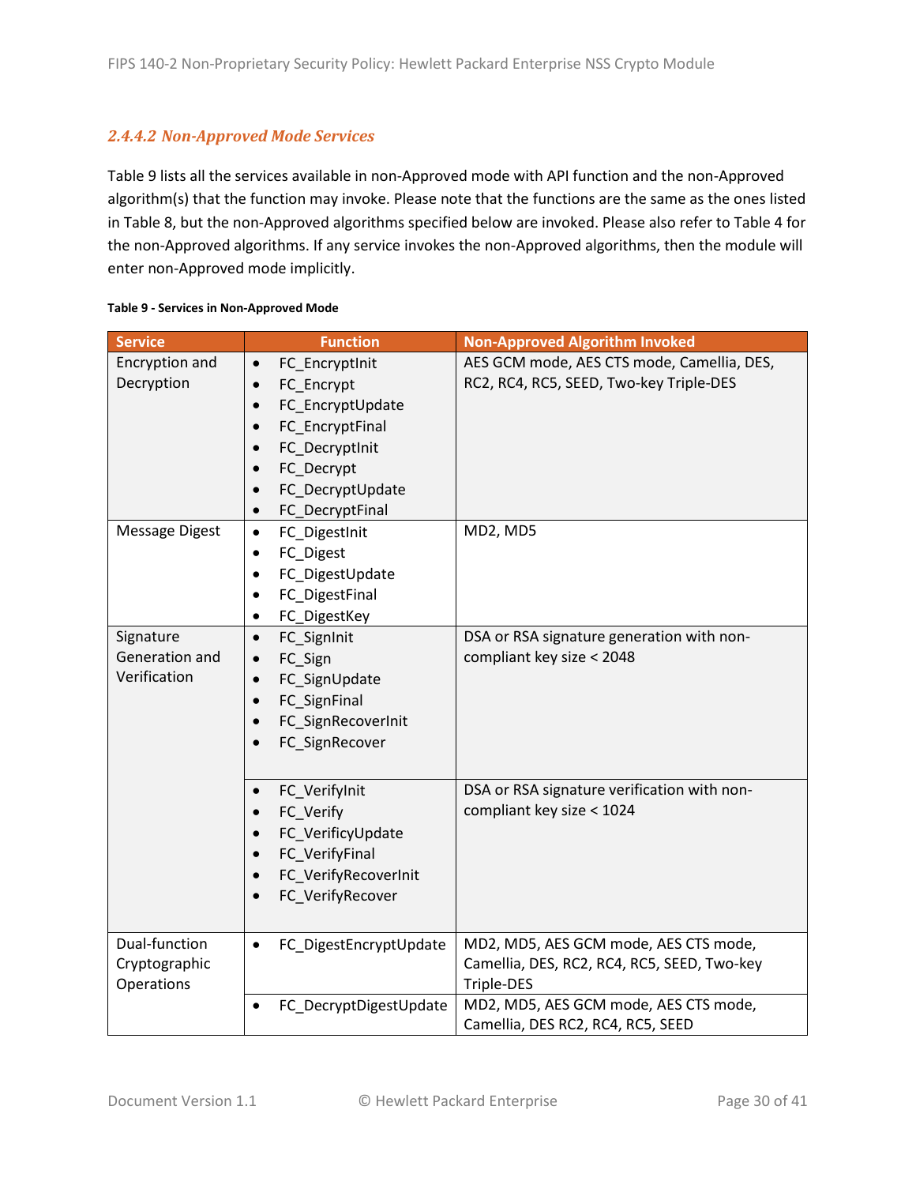#### *2.4.4.2 Non-Approved Mode Services*

Table 9 lists all the services available in non-Approved mode with API function and the non-Approved algorithm(s) that the function may invoke. Please note that the functions are the same as the ones listed in Table 8, but the non-Approved algorithms specified below are invoked. Please also refer to Table 4 for the non-Approved algorithms. If any service invokes the non-Approved algorithms, then the module will enter non-Approved mode implicitly.

**Table 9 - Services in Non-Approved Mode**

| Service | Function | Non-Approved Algorithm Invoked |
|---|---|---|
| Encryption and Decryption | • FC_EncryptInit<br>• FC_Encrypt<br>• FC_EncryptUpdate<br>• FC_EncryptFinal<br>• FC_DecryptInit<br>• FC_Decrypt<br>• FC_DecryptUpdate<br>• FC_DecryptFinal | AES GCM mode, AES CTS mode, Camellia, DES, RC2, RC4, RC5, SEED, Two-key Triple-DES |
| Message Digest | • FC_DigestInit<br>• FC_Digest<br>• FC_DigestUpdate<br>• FC_DigestFinal<br>• FC_DigestKey | MD2, MD5 |
| Signature Generation and Verification | • FC_SignInit<br>• FC_Sign<br>• FC_SignUpdate<br>• FC_SignFinal<br>• FC_SignRecoverInit<br>• FC_SignRecover | DSA or RSA signature generation with non-compliant key size < 2048 |
| | • FC_VerifyInit<br>• FC_Verify<br>• FC_VerificyUpdate<br>• FC_VerifyFinal<br>• FC_VerifyRecoverInit<br>• FC_VerifyRecover | DSA or RSA signature verification with non-compliant key size < 1024 |
| Dual-function Cryptographic Operations | • FC_DigestEncryptUpdate | MD2, MD5, AES GCM mode, AES CTS mode, Camellia, DES, RC2, RC4, RC5, SEED, Two-key Triple-DES |
| | • FC_DecryptDigestUpdate | MD2, MD5, AES GCM mode, AES CTS mode, Camellia, DES RC2, RC4, RC5, SEED |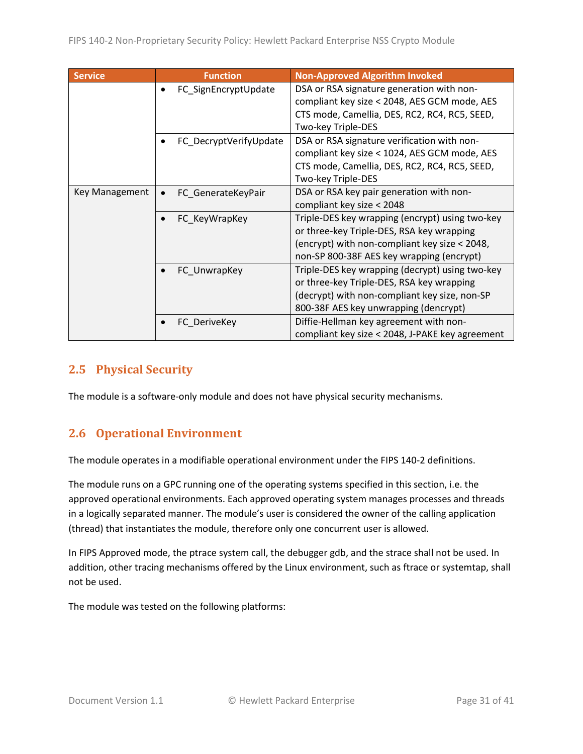| Service | Function | Non-Approved Algorithm Invoked |
|---|---|---|
| | • FC_SignEncryptUpdate | DSA or RSA signature generation with non-compliant key size < 2048, AES GCM mode, AES CTS mode, Camellia, DES, RC2, RC4, RC5, SEED, Two-key Triple-DES |
| | • FC_DecryptVerifyUpdate | DSA or RSA signature verification with non-compliant key size < 1024, AES GCM mode, AES CTS mode, Camellia, DES, RC2, RC4, RC5, SEED, Two-key Triple-DES |
| Key Management | • FC_GenerateKeyPair | DSA or RSA key pair generation with non-compliant key size < 2048 |
| | • FC_KeyWrapKey | Triple-DES key wrapping (encrypt) using two-key or three-key Triple-DES, RSA key wrapping (encrypt) with non-compliant key size < 2048, non-SP 800-38F AES key wrapping (encrypt) |
| | • FC_UnwrapKey | Triple-DES key wrapping (decrypt) using two-key or three-key Triple-DES, RSA key wrapping (decrypt) with non-compliant key size, non-SP 800-38F AES key unwrapping (dencrypt) |
| | • FC_DeriveKey | Diffie-Hellman key agreement with non-compliant key size < 2048, J-PAKE key agreement |

## 2.5 Physical Security

The module is a software-only module and does not have physical security mechanisms.

## 2.6 Operational Environment

The module operates in a modifiable operational environment under the FIPS 140-2 definitions.

The module runs on a GPC running one of the operating systems specified in this section, i.e. the approved operational environments. Each approved operating system manages processes and threads in a logically separated manner. The module's user is considered the owner of the calling application (thread) that instantiates the module, therefore only one concurrent user is allowed.

In FIPS Approved mode, the ptrace system call, the debugger gdb, and the strace shall not be used. In addition, other tracing mechanisms offered by the Linux environment, such as ftrace or systemtap, shall not be used.

The module was tested on the following platforms: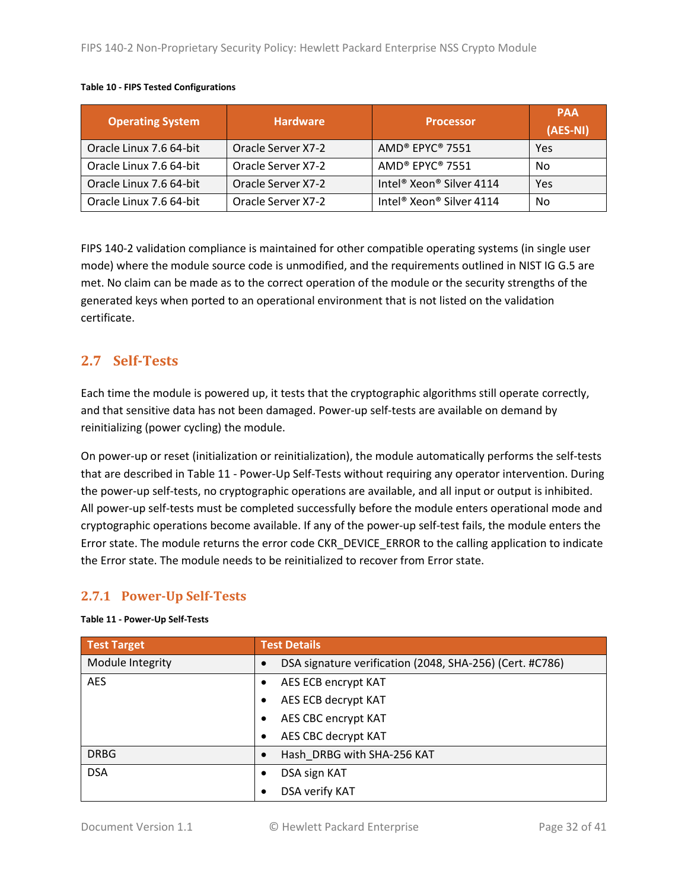**Table 10 - FIPS Tested Configurations**

| Operating System | Hardware | Processor | PAA (AES-NI) |
|---|---|---|---|
| Oracle Linux 7.6 64-bit | Oracle Server X7-2 | AMD® EPYC® 7551 | Yes |
| Oracle Linux 7.6 64-bit | Oracle Server X7-2 | AMD® EPYC® 7551 | No |
| Oracle Linux 7.6 64-bit | Oracle Server X7-2 | Intel® Xeon® Silver 4114 | Yes |
| Oracle Linux 7.6 64-bit | Oracle Server X7-2 | Intel® Xeon® Silver 4114 | No |

FIPS 140-2 validation compliance is maintained for other compatible operating systems (in single user mode) where the module source code is unmodified, and the requirements outlined in NIST IG G.5 are met. No claim can be made as to the correct operation of the module or the security strengths of the generated keys when ported to an operational environment that is not listed on the validation certificate.

## 2.7 Self-Tests

Each time the module is powered up, it tests that the cryptographic algorithms still operate correctly, and that sensitive data has not been damaged. Power-up self-tests are available on demand by reinitializing (power cycling) the module.

On power-up or reset (initialization or reinitialization), the module automatically performs the self-tests that are described in Table 11 - Power-Up Self-Tests without requiring any operator intervention. During the power-up self-tests, no cryptographic operations are available, and all input or output is inhibited. All power-up self-tests must be completed successfully before the module enters operational mode and cryptographic operations become available. If any of the power-up self-test fails, the module enters the Error state. The module returns the error code CKR_DEVICE_ERROR to the calling application to indicate the Error state. The module needs to be reinitialized to recover from Error state.

### 2.7.1 Power-Up Self-Tests

**Table 11 - Power-Up Self-Tests**

| Test Target | Test Details |
|---|---|
| Module Integrity | • DSA signature verification (2048, SHA-256) (Cert. #C786) |
| AES | • AES ECB encrypt KAT<br>• AES ECB decrypt KAT<br>• AES CBC encrypt KAT<br>• AES CBC decrypt KAT |
| DRBG | • Hash_DRBG with SHA-256 KAT |
| DSA | • DSA sign KAT<br>• DSA verify KAT |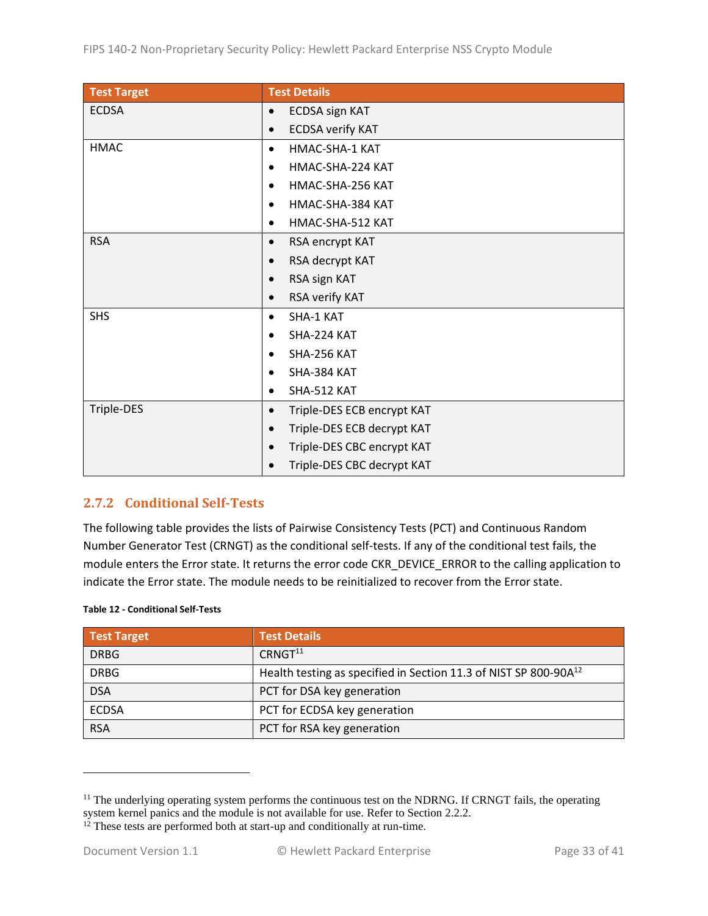| Test Target | Test Details |
|---|---|
| ECDSA | • ECDSA sign KAT<br>• ECDSA verify KAT |
| HMAC | • HMAC-SHA-1 KAT<br>• HMAC-SHA-224 KAT<br>• HMAC-SHA-256 KAT<br>• HMAC-SHA-384 KAT<br>• HMAC-SHA-512 KAT |
| RSA | • RSA encrypt KAT<br>• RSA decrypt KAT<br>• RSA sign KAT<br>• RSA verify KAT |
| SHS | • SHA-1 KAT<br>• SHA-224 KAT<br>• SHA-256 KAT<br>• SHA-384 KAT<br>• SHA-512 KAT |
| Triple-DES | • Triple-DES ECB encrypt KAT<br>• Triple-DES ECB decrypt KAT<br>• Triple-DES CBC encrypt KAT<br>• Triple-DES CBC decrypt KAT |

### 2.7.2 Conditional Self-Tests

The following table provides the lists of Pairwise Consistency Tests (PCT) and Continuous Random Number Generator Test (CRNGT) as the conditional self-tests. If any of the conditional test fails, the module enters the Error state. It returns the error code CKR_DEVICE_ERROR to the calling application to indicate the Error state. The module needs to be reinitialized to recover from the Error state.

**Table 12 - Conditional Self-Tests**

| Test Target | Test Details |
|---|---|
| DRBG | CRNGT[11] |
| DRBG | Health testing as specified in Section 11.3 of NIST SP 800-90A[12] |
| DSA | PCT for DSA key generation |
| ECDSA | PCT for ECDSA key generation |
| RSA | PCT for RSA key generation |

[11] The underlying operating system performs the continuous test on the NDRNG. If CRNGT fails, the operating system kernel panics and the module is not available for use. Refer to Section 2.2.2.

[12] These tests are performed both at start-up and conditionally at run-time.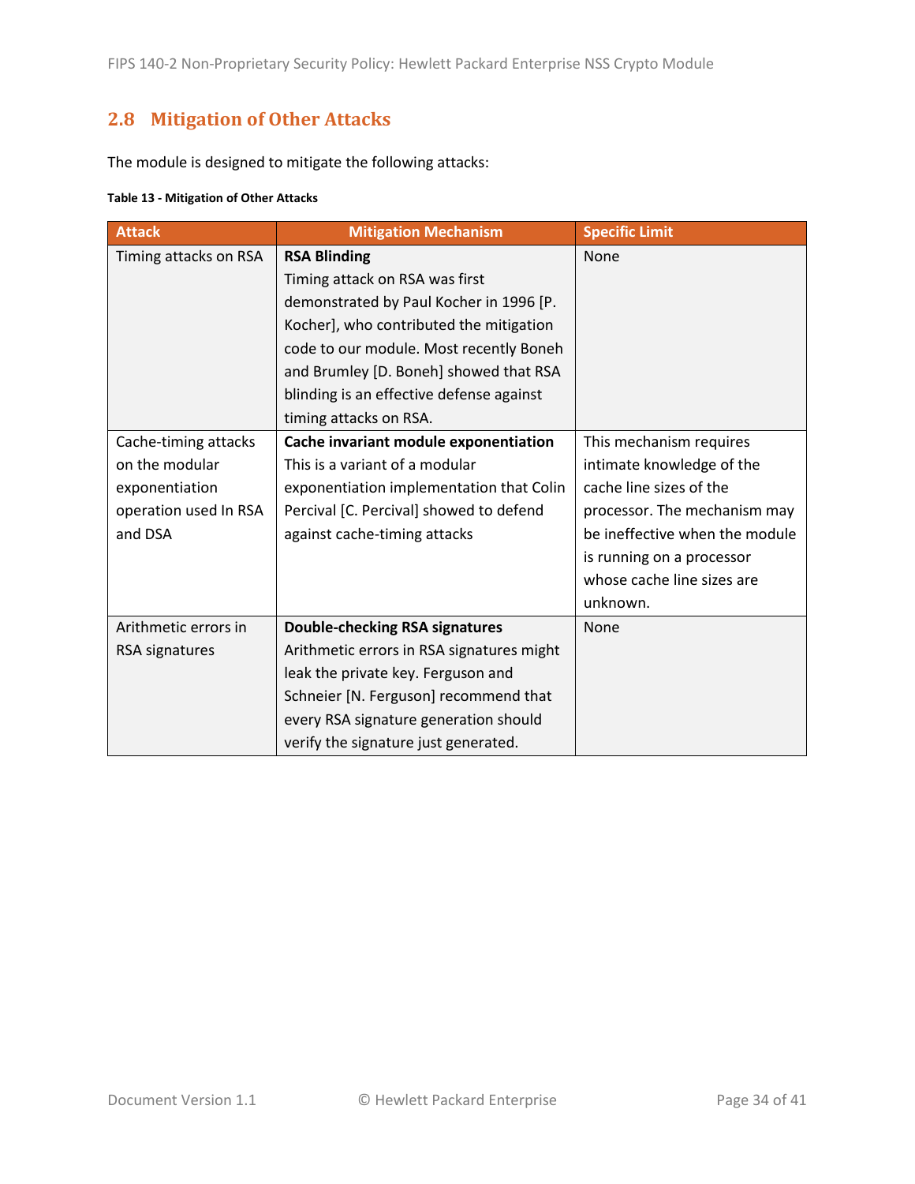## 2.8 Mitigation of Other Attacks

The module is designed to mitigate the following attacks:

**Table 13 - Mitigation of Other Attacks**

| Attack | Mitigation Mechanism | Specific Limit |
|---|---|---|
| Timing attacks on RSA | **RSA Blinding** Timing attack on RSA was first demonstrated by Paul Kocher in 1996 [P. Kocher], who contributed the mitigation code to our module. Most recently Boneh and Brumley [D. Boneh] showed that RSA blinding is an effective defense against timing attacks on RSA. | None |
| Cache-timing attacks on the modular exponentiation operation used In RSA and DSA | **Cache invariant module exponentiation** This is a variant of a modular exponentiation implementation that Colin Percival [C. Percival] showed to defend against cache-timing attacks | This mechanism requires intimate knowledge of the cache line sizes of the processor. The mechanism may be ineffective when the module is running on a processor whose cache line sizes are unknown. |
| Arithmetic errors in RSA signatures | **Double-checking RSA signatures** Arithmetic errors in RSA signatures might leak the private key. Ferguson and Schneier [N. Ferguson] recommend that every RSA signature generation should verify the signature just generated. | None |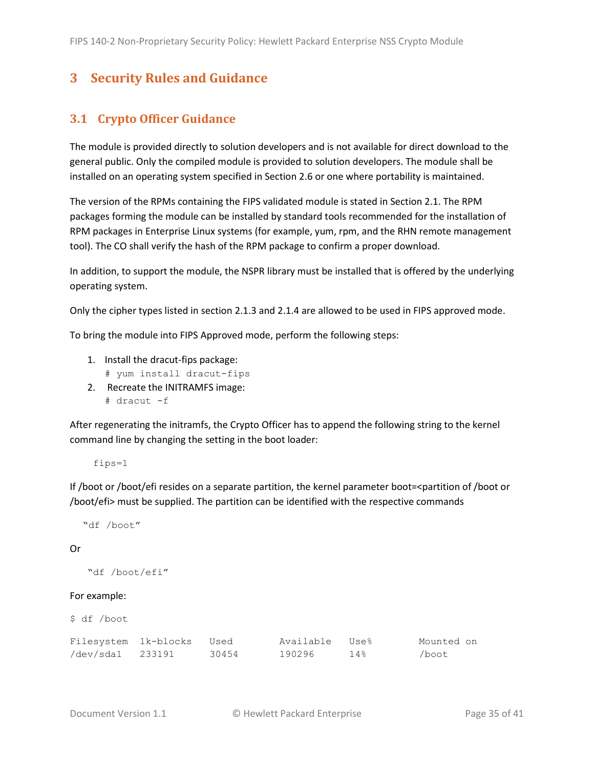# 3 Security Rules and Guidance

## 3.1 Crypto Officer Guidance

The module is provided directly to solution developers and is not available for direct download to the general public. Only the compiled module is provided to solution developers. The module shall be installed on an operating system specified in Section 2.6 or one where portability is maintained.

The version of the RPMs containing the FIPS validated module is stated in Section 2.1. The RPM packages forming the module can be installed by standard tools recommended for the installation of RPM packages in Enterprise Linux systems (for example, yum, rpm, and the RHN remote management tool). The CO shall verify the hash of the RPM package to confirm a proper download.

In addition, to support the module, the NSPR library must be installed that is offered by the underlying operating system.

Only the cipher types listed in section 2.1.3 and 2.1.4 are allowed to be used in FIPS approved mode.

To bring the module into FIPS Approved mode, perform the following steps:

1. Install the dracut-fips package:
   ```
   # yum install dracut-fips
   ```
2. Recreate the INITRAMFS image:
   ```
   # dracut -f
   ```

After regenerating the initramfs, the Crypto Officer has to append the following string to the kernel command line by changing the setting in the boot loader:

```
fips=1
```

If /boot or /boot/efi resides on a separate partition, the kernel parameter boot=<partition of /boot or /boot/efi> must be supplied. The partition can be identified with the respective commands

```
"df /boot"
```

Or

```
"df /boot/efi"
```

For example:

```
$ df /boot

Filesystem  1k-blocks   Used     Available   Use%     Mounted on
/dev/sda1   233191      30454    190296      14%      /boot
```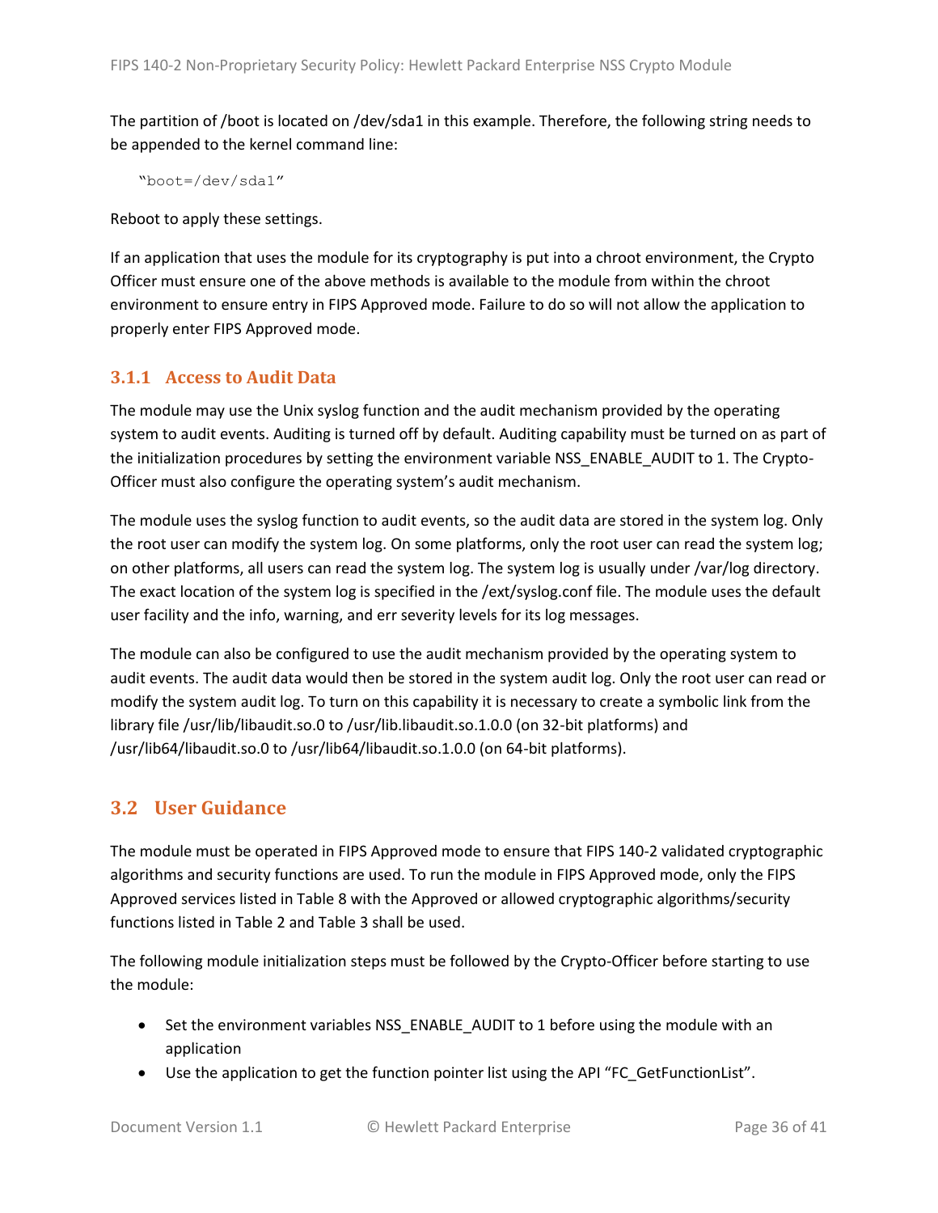The partition of /boot is located on /dev/sda1 in this example. Therefore, the following string needs to be appended to the kernel command line:

```
"boot=/dev/sda1"
```

Reboot to apply these settings.

If an application that uses the module for its cryptography is put into a chroot environment, the Crypto Officer must ensure one of the above methods is available to the module from within the chroot environment to ensure entry in FIPS Approved mode. Failure to do so will not allow the application to properly enter FIPS Approved mode.

### 3.1.1 Access to Audit Data

The module may use the Unix syslog function and the audit mechanism provided by the operating system to audit events. Auditing is turned off by default. Auditing capability must be turned on as part of the initialization procedures by setting the environment variable NSS_ENABLE_AUDIT to 1. The Crypto-Officer must also configure the operating system's audit mechanism.

The module uses the syslog function to audit events, so the audit data are stored in the system log. Only the root user can modify the system log. On some platforms, only the root user can read the system log; on other platforms, all users can read the system log. The system log is usually under /var/log directory. The exact location of the system log is specified in the /ext/syslog.conf file. The module uses the default user facility and the info, warning, and err severity levels for its log messages.

The module can also be configured to use the audit mechanism provided by the operating system to audit events. The audit data would then be stored in the system audit log. Only the root user can read or modify the system audit log. To turn on this capability it is necessary to create a symbolic link from the library file /usr/lib/libaudit.so.0 to /usr/lib.libaudit.so.1.0.0 (on 32-bit platforms) and /usr/lib64/libaudit.so.0 to /usr/lib64/libaudit.so.1.0.0 (on 64-bit platforms).

## 3.2 User Guidance

The module must be operated in FIPS Approved mode to ensure that FIPS 140-2 validated cryptographic algorithms and security functions are used. To run the module in FIPS Approved mode, only the FIPS Approved services listed in Table 8 with the Approved or allowed cryptographic algorithms/security functions listed in Table 2 and Table 3 shall be used.

The following module initialization steps must be followed by the Crypto-Officer before starting to use the module:

- Set the environment variables NSS_ENABLE_AUDIT to 1 before using the module with an application
- Use the application to get the function pointer list using the API "FC_GetFunctionList".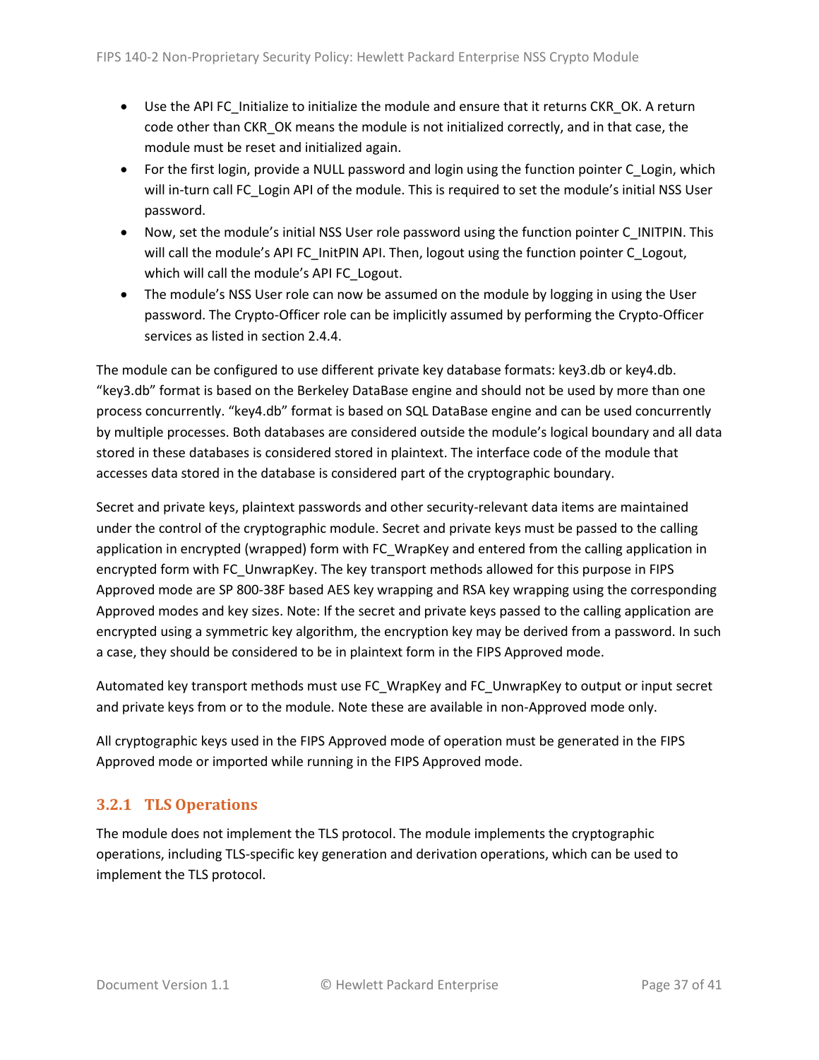- Use the API FC_Initialize to initialize the module and ensure that it returns CKR_OK. A return code other than CKR_OK means the module is not initialized correctly, and in that case, the module must be reset and initialized again.
- For the first login, provide a NULL password and login using the function pointer C_Login, which will in-turn call FC_Login API of the module. This is required to set the module's initial NSS User password.
- Now, set the module's initial NSS User role password using the function pointer C_INITPIN. This will call the module's API FC_InitPIN API. Then, logout using the function pointer C_Logout, which will call the module's API FC_Logout.
- The module's NSS User role can now be assumed on the module by logging in using the User password. The Crypto-Officer role can be implicitly assumed by performing the Crypto-Officer services as listed in section 2.4.4.

The module can be configured to use different private key database formats: key3.db or key4.db. "key3.db" format is based on the Berkeley DataBase engine and should not be used by more than one process concurrently. "key4.db" format is based on SQL DataBase engine and can be used concurrently by multiple processes. Both databases are considered outside the module's logical boundary and all data stored in these databases is considered stored in plaintext. The interface code of the module that accesses data stored in the database is considered part of the cryptographic boundary.

Secret and private keys, plaintext passwords and other security-relevant data items are maintained under the control of the cryptographic module. Secret and private keys must be passed to the calling application in encrypted (wrapped) form with FC_WrapKey and entered from the calling application in encrypted form with FC_UnwrapKey. The key transport methods allowed for this purpose in FIPS Approved mode are SP 800-38F based AES key wrapping and RSA key wrapping using the corresponding Approved modes and key sizes. Note: If the secret and private keys passed to the calling application are encrypted using a symmetric key algorithm, the encryption key may be derived from a password. In such a case, they should be considered to be in plaintext form in the FIPS Approved mode.

Automated key transport methods must use FC_WrapKey and FC_UnwrapKey to output or input secret and private keys from or to the module. Note these are available in non-Approved mode only.

All cryptographic keys used in the FIPS Approved mode of operation must be generated in the FIPS Approved mode or imported while running in the FIPS Approved mode.

### 3.2.1 TLS Operations

The module does not implement the TLS protocol. The module implements the cryptographic operations, including TLS-specific key generation and derivation operations, which can be used to implement the TLS protocol.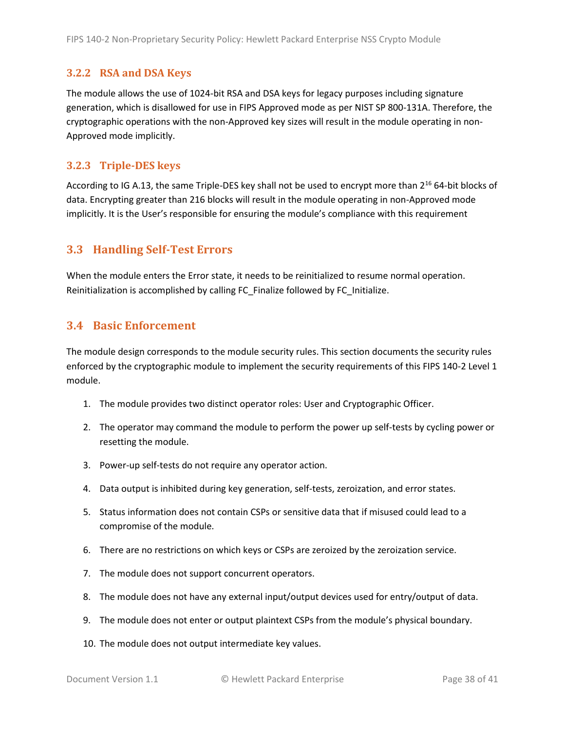### 3.2.2 RSA and DSA Keys

The module allows the use of 1024-bit RSA and DSA keys for legacy purposes including signature generation, which is disallowed for use in FIPS Approved mode as per NIST SP 800-131A. Therefore, the cryptographic operations with the non-Approved key sizes will result in the module operating in non-Approved mode implicitly.

### 3.2.3 Triple-DES keys

According to IG A.13, the same Triple-DES key shall not be used to encrypt more than $2^{16}$ 64-bit blocks of data. Encrypting greater than 216 blocks will result in the module operating in non-Approved mode implicitly. It is the User's responsible for ensuring the module's compliance with this requirement

## 3.3 Handling Self-Test Errors

When the module enters the Error state, it needs to be reinitialized to resume normal operation. Reinitialization is accomplished by calling FC_Finalize followed by FC_Initialize.

## 3.4 Basic Enforcement

The module design corresponds to the module security rules. This section documents the security rules enforced by the cryptographic module to implement the security requirements of this FIPS 140-2 Level 1 module.

1. The module provides two distinct operator roles: User and Cryptographic Officer.
2. The operator may command the module to perform the power up self-tests by cycling power or resetting the module.
3. Power-up self-tests do not require any operator action.
4. Data output is inhibited during key generation, self-tests, zeroization, and error states.
5. Status information does not contain CSPs or sensitive data that if misused could lead to a compromise of the module.
6. There are no restrictions on which keys or CSPs are zeroized by the zeroization service.
7. The module does not support concurrent operators.
8. The module does not have any external input/output devices used for entry/output of data.
9. The module does not enter or output plaintext CSPs from the module's physical boundary.
10. The module does not output intermediate key values.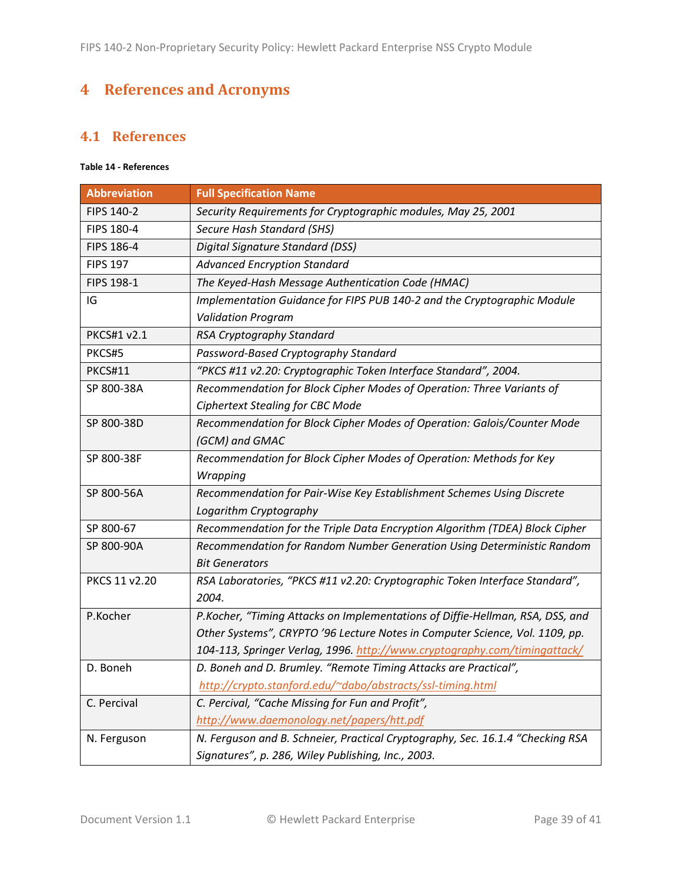# 4 References and Acronyms

## 4.1 References

**Table 14 - References**

| Abbreviation | Full Specification Name |
| --- | --- |
| FIPS 140-2 | *Security Requirements for Cryptographic modules, May 25, 2001* |
| FIPS 180-4 | *Secure Hash Standard (SHS)* |
| FIPS 186-4 | *Digital Signature Standard (DSS)* |
| FIPS 197 | *Advanced Encryption Standard* |
| FIPS 198-1 | *The Keyed-Hash Message Authentication Code (HMAC)* |
| IG | *Implementation Guidance for FIPS PUB 140-2 and the Cryptographic Module Validation Program* |
| PKCS#1 v2.1 | *RSA Cryptography Standard* |
| PKCS#5 | *Password-Based Cryptography Standard* |
| PKCS#11 | *"PKCS #11 v2.20: Cryptographic Token Interface Standard", 2004.* |
| SP 800-38A | *Recommendation for Block Cipher Modes of Operation: Three Variants of Ciphertext Stealing for CBC Mode* |
| SP 800-38D | *Recommendation for Block Cipher Modes of Operation: Galois/Counter Mode (GCM) and GMAC* |
| SP 800-38F | *Recommendation for Block Cipher Modes of Operation: Methods for Key Wrapping* |
| SP 800-56A | *Recommendation for Pair-Wise Key Establishment Schemes Using Discrete Logarithm Cryptography* |
| SP 800-67 | *Recommendation for the Triple Data Encryption Algorithm (TDEA) Block Cipher* |
| SP 800-90A | *Recommendation for Random Number Generation Using Deterministic Random Bit Generators* |
| PKCS 11 v2.20 | *RSA Laboratories, "PKCS #11 v2.20: Cryptographic Token Interface Standard", 2004.* |
| P.Kocher | *P.Kocher, "Timing Attacks on Implementations of Diffie-Hellman, RSA, DSS, and Other Systems", CRYPTO '96 Lecture Notes in Computer Science, Vol. 1109, pp. 104-113, Springer Verlag, 1996. http://www.cryptography.com/timingattack/* |
| D. Boneh | *D. Boneh and D. Brumley. "Remote Timing Attacks are Practical", http://crypto.stanford.edu/~dabo/abstracts/ssl-timing.html* |
| C. Percival | *C. Percival, "Cache Missing for Fun and Profit", http://www.daemonology.net/papers/htt.pdf* |
| N. Ferguson | *N. Ferguson and B. Schneier, Practical Cryptography, Sec. 16.1.4 "Checking RSA Signatures", p. 286, Wiley Publishing, Inc., 2003.* |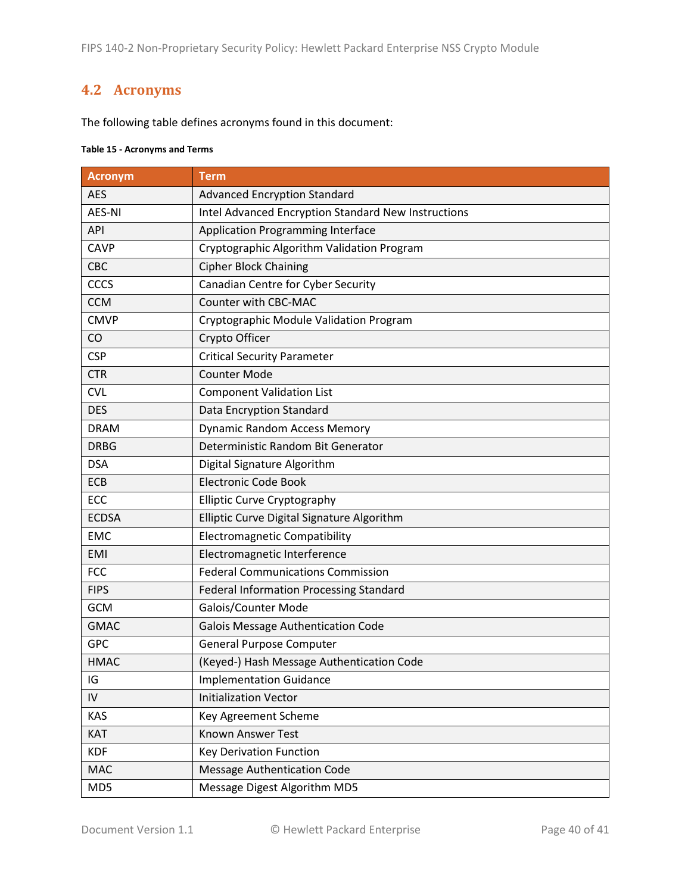## 4.2 Acronyms

The following table defines acronyms found in this document:

**Table 15 - Acronyms and Terms**

| Acronym | Term |
|---|---|
| AES | Advanced Encryption Standard |
| AES-NI | Intel Advanced Encryption Standard New Instructions |
| API | Application Programming Interface |
| CAVP | Cryptographic Algorithm Validation Program |
| CBC | Cipher Block Chaining |
| CCCS | Canadian Centre for Cyber Security |
| CCM | Counter with CBC-MAC |
| CMVP | Cryptographic Module Validation Program |
| CO | Crypto Officer |
| CSP | Critical Security Parameter |
| CTR | Counter Mode |
| CVL | Component Validation List |
| DES | Data Encryption Standard |
| DRAM | Dynamic Random Access Memory |
| DRBG | Deterministic Random Bit Generator |
| DSA | Digital Signature Algorithm |
| ECB | Electronic Code Book |
| ECC | Elliptic Curve Cryptography |
| ECDSA | Elliptic Curve Digital Signature Algorithm |
| EMC | Electromagnetic Compatibility |
| EMI | Electromagnetic Interference |
| FCC | Federal Communications Commission |
| FIPS | Federal Information Processing Standard |
| GCM | Galois/Counter Mode |
| GMAC | Galois Message Authentication Code |
| GPC | General Purpose Computer |
| HMAC | (Keyed-) Hash Message Authentication Code |
| IG | Implementation Guidance |
| IV | Initialization Vector |
| KAS | Key Agreement Scheme |
| KAT | Known Answer Test |
| KDF | Key Derivation Function |
| MAC | Message Authentication Code |
| MD5 | Message Digest Algorithm MD5 |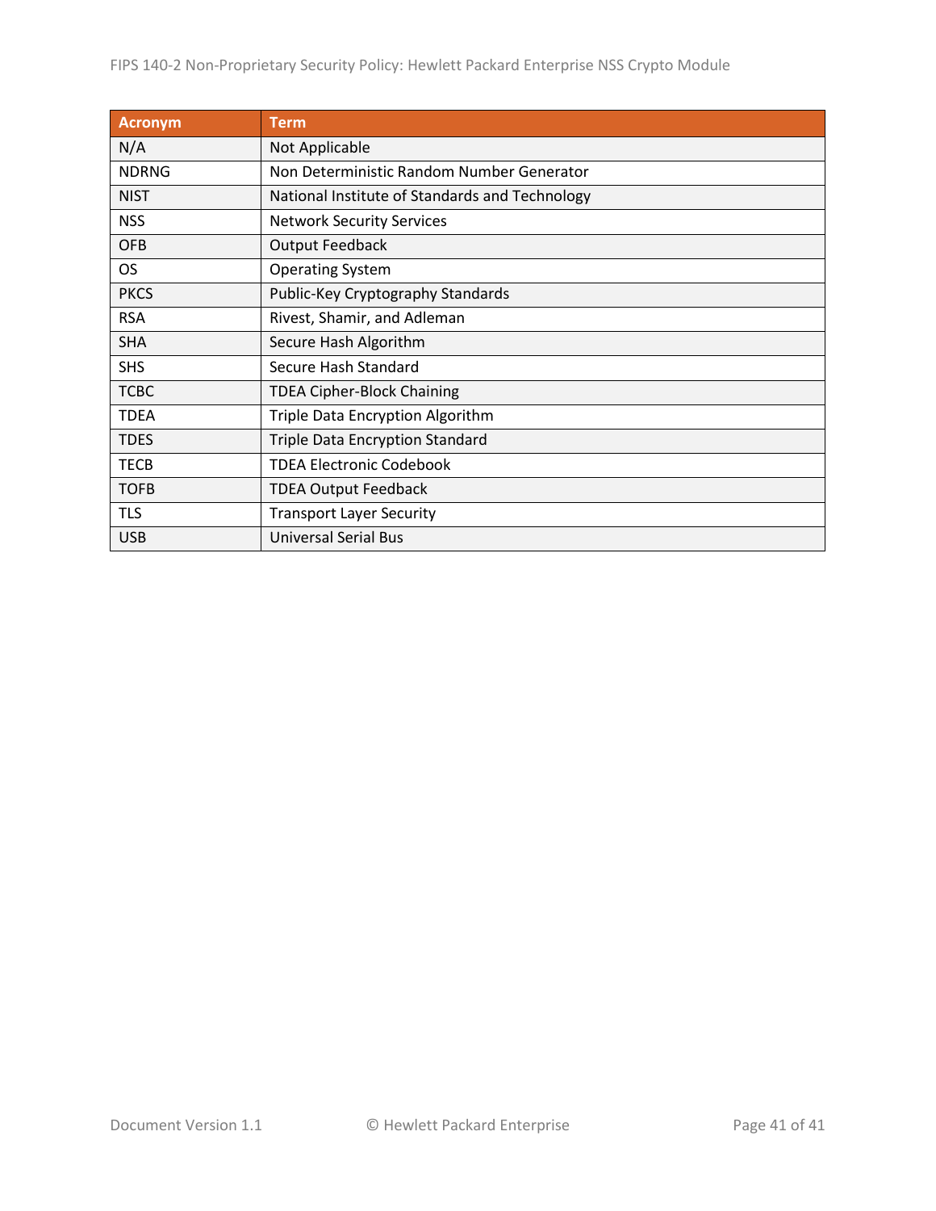| Acronym | Term |
|---|---|
| N/A | Not Applicable |
| NDRNG | Non Deterministic Random Number Generator |
| NIST | National Institute of Standards and Technology |
| NSS | Network Security Services |
| OFB | Output Feedback |
| OS | Operating System |
| PKCS | Public-Key Cryptography Standards |
| RSA | Rivest, Shamir, and Adleman |
| SHA | Secure Hash Algorithm |
| SHS | Secure Hash Standard |
| TCBC | TDEA Cipher-Block Chaining |
| TDEA | Triple Data Encryption Algorithm |
| TDES | Triple Data Encryption Standard |
| TECB | TDEA Electronic Codebook |
| TOFB | TDEA Output Feedback |
| TLS | Transport Layer Security |
| USB | Universal Serial Bus |